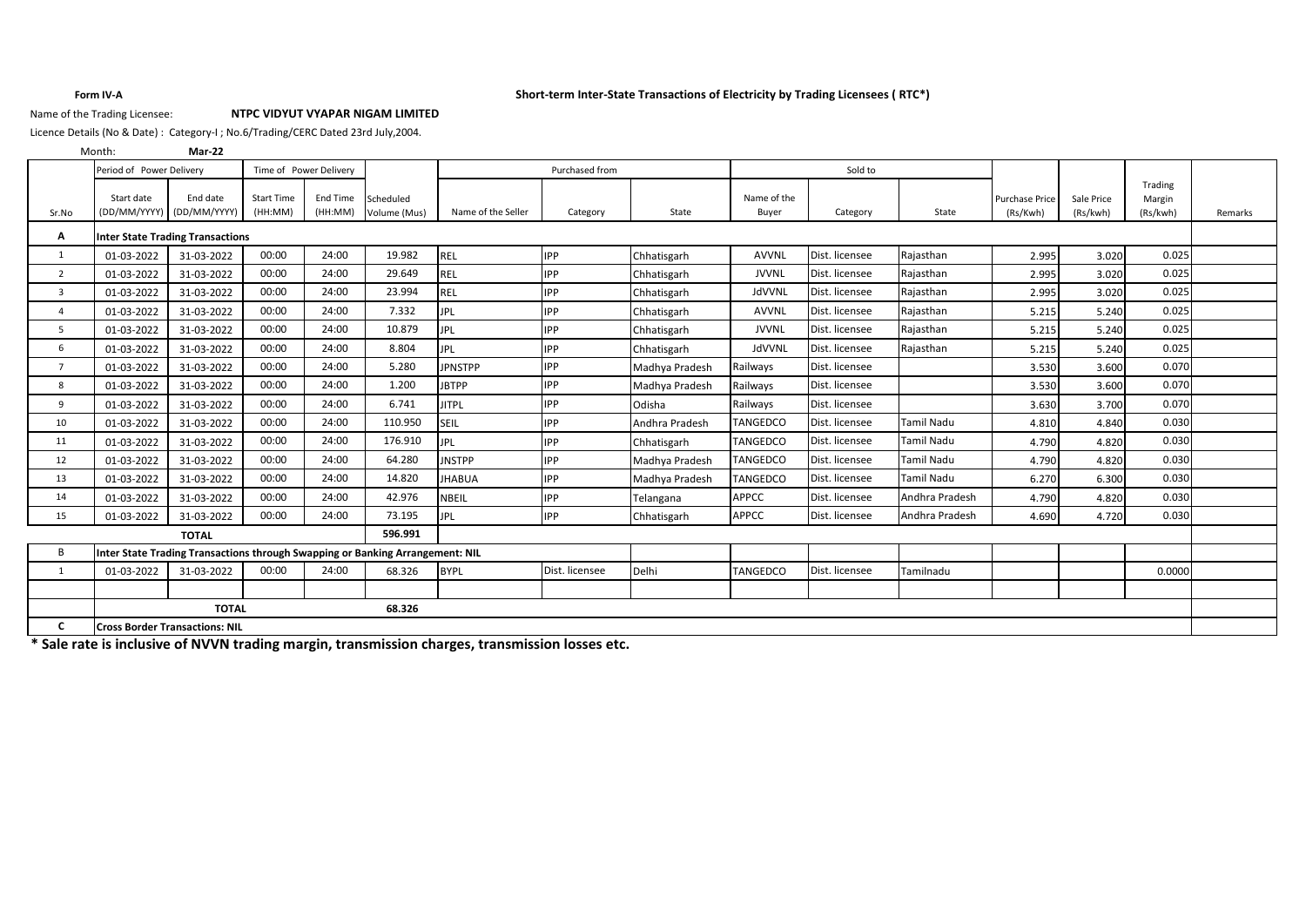**Form IV-A**

**Short-term Inter-State Transactions of Electricity by Trading Licensees ( RTC*)**

Name of the Trading Licensee: **NTPC VIDYUT VYAPAR NIGAM LIMITED**

Licence Details (No & Date) : Category-I ; No.6/Trading/CERC Dated 23rd July,2004.

Month: **Mar-22**

| Sr.No | Period of Power Delivery | | Time of Power Delivery | | Scheduled Volume (Mus) | Purchased from | | | Sold to | | | Purchase Price (Rs/Kwh) | Sale Price (Rs/kwh) | Trading Margin (Rs/kwh) | Remarks |
|---|---|---|---|---|---|---|---|---|---|---|---|---|---|---|---|
| | Start date (DD/MM/YYYY) | End date (DD/MM/YYYY) | Start Time (HH:MM) | End Time (HH:MM) | | Name of the Seller | Category | State | Name of the Buyer | Category | State | | | | |
| **A** | **Inter State Trading Transactions** | | | | | | | | | | | | | | |
| 1 | 01-03-2022 | 31-03-2022 | 00:00 | 24:00 | 19.982 | REL | IPP | Chhatisgarh | AVVNL | Dist. licensee | Rajasthan | 2.995 | 3.020 | 0.025 | |
| 2 | 01-03-2022 | 31-03-2022 | 00:00 | 24:00 | 29.649 | REL | IPP | Chhatisgarh | JVVNL | Dist. licensee | Rajasthan | 2.995 | 3.020 | 0.025 | |
| 3 | 01-03-2022 | 31-03-2022 | 00:00 | 24:00 | 23.994 | REL | IPP | Chhatisgarh | JdVVNL | Dist. licensee | Rajasthan | 2.995 | 3.020 | 0.025 | |
| 4 | 01-03-2022 | 31-03-2022 | 00:00 | 24:00 | 7.332 | JPL | IPP | Chhatisgarh | AVVNL | Dist. licensee | Rajasthan | 5.215 | 5.240 | 0.025 | |
| 5 | 01-03-2022 | 31-03-2022 | 00:00 | 24:00 | 10.879 | JPL | IPP | Chhatisgarh | JVVNL | Dist. licensee | Rajasthan | 5.215 | 5.240 | 0.025 | |
| 6 | 01-03-2022 | 31-03-2022 | 00:00 | 24:00 | 8.804 | JPL | IPP | Chhatisgarh | JdVVNL | Dist. licensee | Rajasthan | 5.215 | 5.240 | 0.025 | |
| 7 | 01-03-2022 | 31-03-2022 | 00:00 | 24:00 | 5.280 | JPNSTPP | IPP | Madhya Pradesh | Railways | Dist. licensee | | 3.530 | 3.600 | 0.070 | |
| 8 | 01-03-2022 | 31-03-2022 | 00:00 | 24:00 | 1.200 | JBTPP | IPP | Madhya Pradesh | Railways | Dist. licensee | | 3.530 | 3.600 | 0.070 | |
| 9 | 01-03-2022 | 31-03-2022 | 00:00 | 24:00 | 6.741 | JITPL | IPP | Odisha | Railways | Dist. licensee | | 3.630 | 3.700 | 0.070 | |
| 10 | 01-03-2022 | 31-03-2022 | 00:00 | 24:00 | 110.950 | SEIL | IPP | Andhra Pradesh | TANGEDCO | Dist. licensee | Tamil Nadu | 4.810 | 4.840 | 0.030 | |
| 11 | 01-03-2022 | 31-03-2022 | 00:00 | 24:00 | 176.910 | JPL | IPP | Chhatisgarh | TANGEDCO | Dist. licensee | Tamil Nadu | 4.790 | 4.820 | 0.030 | |
| 12 | 01-03-2022 | 31-03-2022 | 00:00 | 24:00 | 64.280 | JNSTPP | IPP | Madhya Pradesh | TANGEDCO | Dist. licensee | Tamil Nadu | 4.790 | 4.820 | 0.030 | |
| 13 | 01-03-2022 | 31-03-2022 | 00:00 | 24:00 | 14.820 | JHABUA | IPP | Madhya Pradesh | TANGEDCO | Dist. licensee | Tamil Nadu | 6.270 | 6.300 | 0.030 | |
| 14 | 01-03-2022 | 31-03-2022 | 00:00 | 24:00 | 42.976 | NBEIL | IPP | Telangana | APPCC | Dist. licensee | Andhra Pradesh | 4.790 | 4.820 | 0.030 | |
| 15 | 01-03-2022 | 31-03-2022 | 00:00 | 24:00 | 73.195 | JPL | IPP | Chhatisgarh | APPCC | Dist. licensee | Andhra Pradesh | 4.690 | 4.720 | 0.030 | |
| | **TOTAL** | | | | **596.991** | | | | | | | | | | |
| B | Inter State Trading Transactions through Swapping or Banking Arrangement: NIL | | | | | | | | | | | | | | |
| 1 | 01-03-2022 | 31-03-2022 | 00:00 | 24:00 | 68.326 | BYPL | Dist. licensee | Delhi | TANGEDCO | Dist. licensee | Tamilnadu | | | 0.0000 | |
| | | | | | | | | | | | | | | | |
| | **TOTAL** | | | | **68.326** | | | | | | | | | | |
| **C** | **Cross Border Transactions: NIL** | | | | | | | | | | | | | | |

**\* Sale rate is inclusive of NVVN trading margin, transmission charges, transmission losses etc.**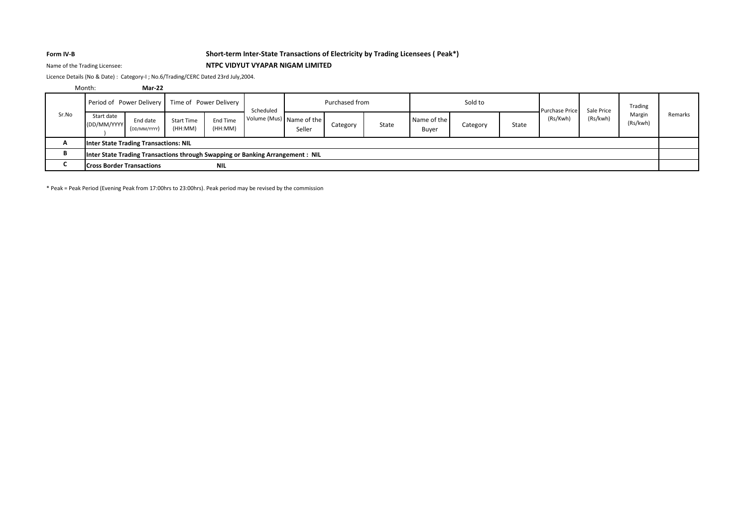**Form IV-B**

**Short-term Inter-State Transactions of Electricity by Trading Licensees ( Peak*)**

Name of the Trading Licensee: **NTPC VIDYUT VYAPAR NIGAM LIMITED**

Licence Details (No & Date) : Category-I ; No.6/Trading/CERC Dated 23rd July,2004.

Month: **Mar-22**

| Sr.No | Period of Power Delivery | | Time of Power Delivery | | Scheduled Volume (Mus) | Purchased from | | | Sold to | | | Purchase Price (Rs/Kwh) | Sale Price (Rs/kwh) | Trading Margin (Rs/kwh) | Remarks |
|---|---|---|---|---|---|---|---|---|---|---|---|---|---|---|---|
| | Start date (DD/MM/YYYY) | End date (DD/MM/YYYY) | Start Time (HH:MM) | End Time (HH:MM) | | Name of the Seller | Category | State | Name of the Buyer | Category | State | | | | |
| A | **Inter State Trading Transactions: NIL** | | | | | | | | | | | | | | |
| B | **Inter State Trading Transactions through Swapping or Banking Arrangement : NIL** | | | | | | | | | | | | | | |
| C | **Cross Border Transactions** | | | **NIL** | | | | | | | | | | | |

* Peak = Peak Period (Evening Peak from 17:00hrs to 23:00hrs). Peak period may be revised by the commission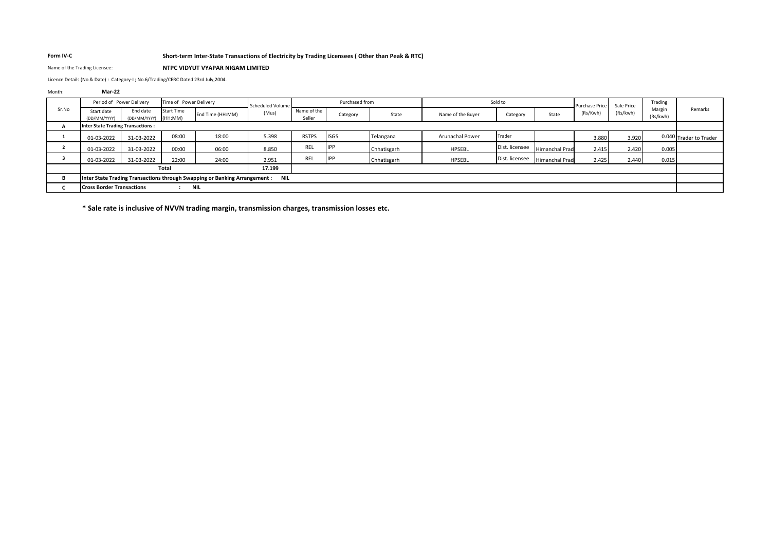**Form IV-C** **Short-term Inter-State Transactions of Electricity by Trading Licensees ( Other than Peak & RTC)**

Name of the Trading Licensee: **NTPC VIDYUT VYAPAR NIGAM LIMITED**

Licence Details (No & Date) : Category-I ; No.6/Trading/CERC Dated 23rd July,2004.

Month: **Mar-22**

| Sr.No | Period of Power Delivery | | Time of Power Delivery | | Scheduled Volume (Mus) | Purchased from | | | Sold to | | | Purchase Price (Rs/Kwh) | Sale Price (Rs/kwh) | Trading Margin (Rs/kwh) | Remarks |
|---|---|---|---|---|---|---|---|---|---|---|---|---|---|---|---|
| | Start date (DD/MM/YYYY) | End date (DD/MM/YYYY) | Start Time (HH:MM) | End Time (HH:MM) | | Name of the Seller | Category | State | Name of the Buyer | Category | State | | | | |
| **A** | **Inter State Trading Transactions :** | | | | | | | | | | | | | | |
| **1** | 01-03-2022 | 31-03-2022 | 08:00 | 18:00 | 5.398 | RSTPS | ISGS | Telangana | Arunachal Power | Trader | | 3.880 | 3.920 | 0.040 | Trader to Trader |
| **2** | 01-03-2022 | 31-03-2022 | 00:00 | 06:00 | 8.850 | REL | IPP | Chhatisgarh | HPSEBL | Dist. licensee | Himanchal Prad | 2.415 | 2.420 | 0.005 | |
| **3** | 01-03-2022 | 31-03-2022 | 22:00 | 24:00 | 2.951 | REL | IPP | Chhatisgarh | HPSEBL | Dist. licensee | Himanchal Prad | 2.425 | 2.440 | 0.015 | |
| | **Total** | | | | **17.199** | | | | | | | | | | |
| **B** | **Inter State Trading Transactions through Swapping or Banking Arrangement : NIL** | | | | | | | | | | | | | | |
| **C** | **Cross Border Transactions : NIL** | | | | | | | | | | | | | | |

**\* Sale rate is inclusive of NVVN trading margin, transmission charges, transmission losses etc.**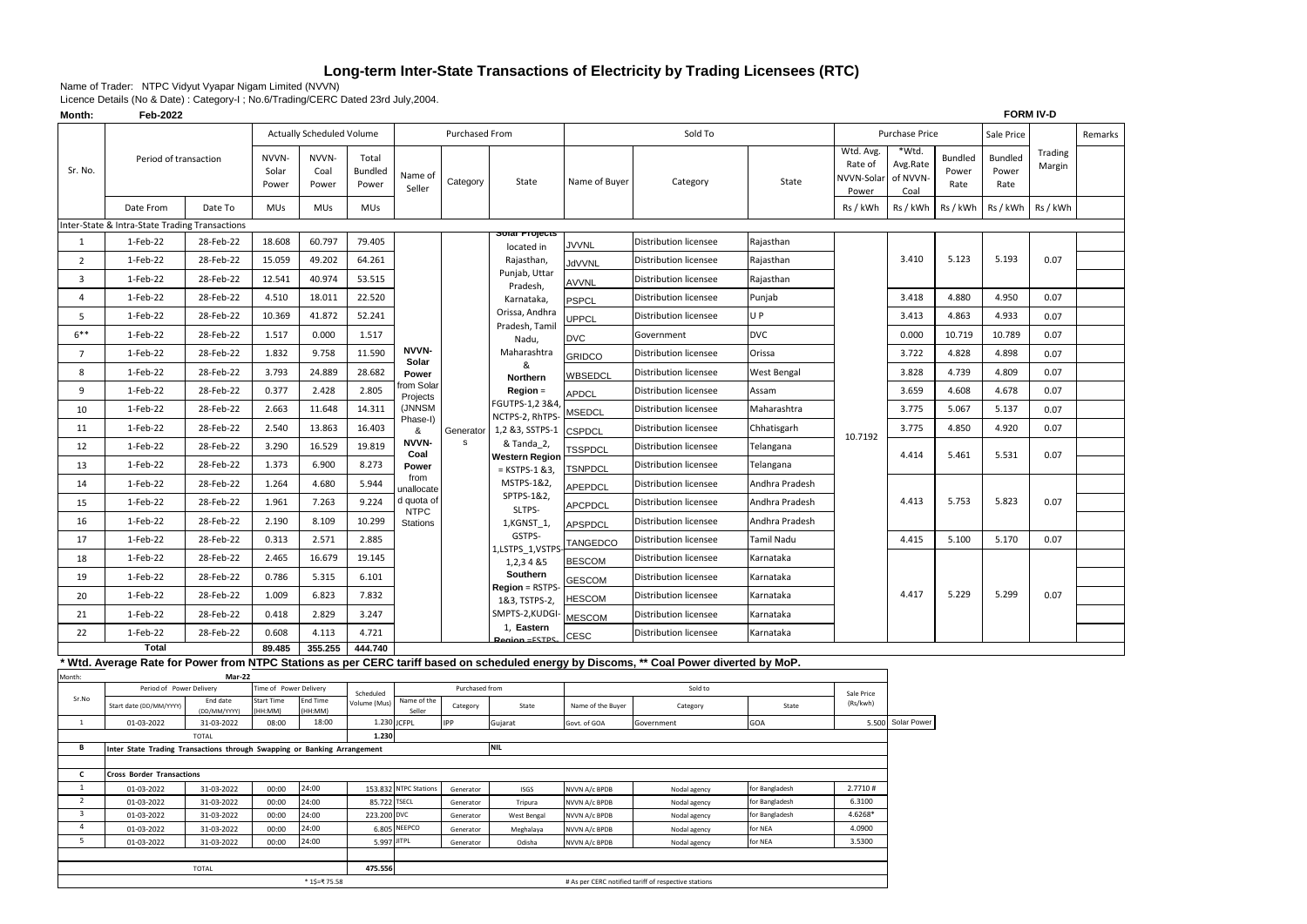# Long-term Inter-State Transactions of Electricity by Trading Licensees (RTC)

Name of Trader: NTPC Vidyut Vyapar Nigam Limited (NVVN)

Licence Details (No & Date) : Category-I ; No.6/Trading/CERC Dated 23rd July,2004.

**Month: Feb-2022** **FORM IV-D**

| Sr. No. | Period of transaction | | Actually Scheduled Volume | | | Purchased From | | | Sold To | | | Purchase Price | | | Sale Price | Trading Margin | Remarks |
|---|---|---|---|---|---|---|---|---|---|---|---|---|---|---|---|---|---|
| | | | NVVN-Solar Power | NVVN-Coal Power | Total Bundled Power | Name of Seller | Category | State | Name of Buyer | Category | State | Wtd. Avg. Rate of NVVN-Solar Power | *Wtd. Avg.Rate of NVVN-Coal | Bundled Power Rate | Bundled Power Rate | | |
| | Date From | Date To | MUs | MUs | MUs | | | | | | | Rs / kWh | Rs / kWh | Rs / kWh | Rs / kWh | Rs / kWh | |
| Inter-State & Intra-State Trading Transactions | | | | | | | | | | | | | | | | | |
| 1 | 1-Feb-22 | 28-Feb-22 | 18.608 | 60.797 | 79.405 | NVVN-Solar Power from Solar Projects (JNNSM Phase-I) & NVVN-Coal Power from unallocated quota of NTPC Stations | Generators | Solar Projects located in Rajasthan, Punjab, Uttar Pradesh, Karnataka, Orissa, Andhra Pradesh, Tamil Nadu, Maharashtra & **Northern Region** = FGUTPS-1,2 3&4, NCTPS-2, RhTPS-1,2 &3, SSTPS-1 & Tanda_2, **Western Region** = KSTPS-1 &3, MSTPS-1&2, SPTPS-1&2, SLTPS-1,KGNST_1, GSTPS-1,LSTPS_1,VSTPS-1,2,3 4 &5 **Southern Region** = RSTPS-1&3, TSTPS-2, SMPTS-2,KUDGI-1, **Eastern Region** =FSTPS- | JVVNL | Distribution licensee | Rajasthan | 10.7192 | 3.410 | 5.123 | 5.193 | 0.07 | |
| 2 | 1-Feb-22 | 28-Feb-22 | 15.059 | 49.202 | 64.261 | | | | JdVVNL | Distribution licensee | Rajasthan | | | | | | |
| 3 | 1-Feb-22 | 28-Feb-22 | 12.541 | 40.974 | 53.515 | | | | AVVNL | Distribution licensee | Rajasthan | | | | | | |
| 4 | 1-Feb-22 | 28-Feb-22 | 4.510 | 18.011 | 22.520 | | | | PSPCL | Distribution licensee | Punjab | | 3.418 | 4.880 | 4.950 | 0.07 | |
| 5 | 1-Feb-22 | 28-Feb-22 | 10.369 | 41.872 | 52.241 | | | | UPPCL | Distribution licensee | U P | | 3.413 | 4.863 | 4.933 | 0.07 | |
| 6** | 1-Feb-22 | 28-Feb-22 | 1.517 | 0.000 | 1.517 | | | | DVC | Government | DVC | | 0.000 | 10.719 | 10.789 | 0.07 | |
| 7 | 1-Feb-22 | 28-Feb-22 | 1.832 | 9.758 | 11.590 | | | | GRIDCO | Distribution licensee | Orissa | | 3.722 | 4.828 | 4.898 | 0.07 | |
| 8 | 1-Feb-22 | 28-Feb-22 | 3.793 | 24.889 | 28.682 | | | | WBSEDCL | Distribution licensee | West Bengal | | 3.828 | 4.739 | 4.809 | 0.07 | |
| 9 | 1-Feb-22 | 28-Feb-22 | 0.377 | 2.428 | 2.805 | | | | APDCL | Distribution licensee | Assam | | 3.659 | 4.608 | 4.678 | 0.07 | |
| 10 | 1-Feb-22 | 28-Feb-22 | 2.663 | 11.648 | 14.311 | | | | MSEDCL | Distribution licensee | Maharashtra | | 3.775 | 5.067 | 5.137 | 0.07 | |
| 11 | 1-Feb-22 | 28-Feb-22 | 2.540 | 13.863 | 16.403 | | | | CSPDCL | Distribution licensee | Chhatisgarh | | 3.775 | 4.850 | 4.920 | 0.07 | |
| 12 | 1-Feb-22 | 28-Feb-22 | 3.290 | 16.529 | 19.819 | | | | TSSPDCL | Distribution licensee | Telangana | | 4.414 | 5.461 | 5.531 | 0.07 | |
| 13 | 1-Feb-22 | 28-Feb-22 | 1.373 | 6.900 | 8.273 | | | | TSNPDCL | Distribution licensee | Telangana | | | | | | |
| 14 | 1-Feb-22 | 28-Feb-22 | 1.264 | 4.680 | 5.944 | | | | APEPDCL | Distribution licensee | Andhra Pradesh | | 4.413 | 5.753 | 5.823 | 0.07 | |
| 15 | 1-Feb-22 | 28-Feb-22 | 1.961 | 7.263 | 9.224 | | | | APCPDCL | Distribution licensee | Andhra Pradesh | | | | | | |
| 16 | 1-Feb-22 | 28-Feb-22 | 2.190 | 8.109 | 10.299 | | | | APSPDCL | Distribution licensee | Andhra Pradesh | | | | | | |
| 17 | 1-Feb-22 | 28-Feb-22 | 0.313 | 2.571 | 2.885 | | | | TANGEDCO | Distribution licensee | Tamil Nadu | | 4.415 | 5.100 | 5.170 | 0.07 | |
| 18 | 1-Feb-22 | 28-Feb-22 | 2.465 | 16.679 | 19.145 | | | | BESCOM | Distribution licensee | Karnataka | | 4.417 | 5.229 | 5.299 | 0.07 | |
| 19 | 1-Feb-22 | 28-Feb-22 | 0.786 | 5.315 | 6.101 | | | | GESCOM | Distribution licensee | Karnataka | | | | | | |
| 20 | 1-Feb-22 | 28-Feb-22 | 1.009 | 6.823 | 7.832 | | | | HESCOM | Distribution licensee | Karnataka | | | | | | |
| 21 | 1-Feb-22 | 28-Feb-22 | 0.418 | 2.829 | 3.247 | | | | MESCOM | Distribution licensee | Karnataka | | | | | | |
| 22 | 1-Feb-22 | 28-Feb-22 | 0.608 | 4.113 | 4.721 | | | | CESC | Distribution licensee | Karnataka | | | | | | |
| | Total | | 89.485 | 355.255 | 444.740 | | | | | | | | | | | | |

**\* Wtd. Average Rate for Power from NTPC Stations as per CERC tariff based on scheduled energy by Discoms, \*\* Coal Power diverted by MoP.**

Month: **Mar-22**

| Sr.No | Period of Power Delivery | | Time of Power Delivery | | Scheduled Volume (Mus) | Purchased from | | | Sold to | | | Sale Price (Rs/kwh) | |
|---|---|---|---|---|---|---|---|---|---|---|---|---|---|
| | Start date (DD/MM/YYYY) | End date (DD/MM/YYYY) | Start Time (HH:MM) | End Time (HH:MM) | | Name of the Seller | Category | State | Name of the Buyer | Category | State | | |
| 1 | 01-03-2022 | 31-03-2022 | 08:00 | 18:00 | 1.230 | JCFPL | IPP | Gujarat | Govt. of GOA | Government | GOA | 5.500 | Solar Power |
| | TOTAL | | | | 1.230 | | | | | | | | |
| B | Inter State Trading Transactions through Swapping or Banking Arrangement | | | | | | | NIL | | | | | |
| | | | | | | | | | | | | | |
| C | Cross Border Transactions | | | | | | | | | | | | |
| 1 | 01-03-2022 | 31-03-2022 | 00:00 | 24:00 | 153.832 | NTPC Stations | Generator | ISGS | NVVN A/c BPDB | Nodal agency | for Bangladesh | 2.7710 # | |
| 2 | 01-03-2022 | 31-03-2022 | 00:00 | 24:00 | 85.722 | TSECL | Generator | Tripura | NVVN A/c BPDB | Nodal agency | for Bangladesh | 6.3100 | |
| 3 | 01-03-2022 | 31-03-2022 | 00:00 | 24:00 | 223.200 | DVC | Generator | West Bengal | NVVN A/c BPDB | Nodal agency | for Bangladesh | 4.6268* | |
| 4 | 01-03-2022 | 31-03-2022 | 00:00 | 24:00 | 6.805 | NEEPCO | Generator | Meghalaya | NVVN A/c BPDB | Nodal agency | for NEA | 4.0900 | |
| 5 | 01-03-2022 | 31-03-2022 | 00:00 | 24:00 | 5.997 | JITPL | Generator | Odisha | NVVN A/c BPDB | Nodal agency | for NEA | 3.5300 | |
| | | | | | | | | | | | | | |
| | TOTAL | | | | 475.556 | | | | | | | | |
| | | | * 1$=₹ 75.58 | | | | | | # As per CERC notified tariff of respective stations | | | | |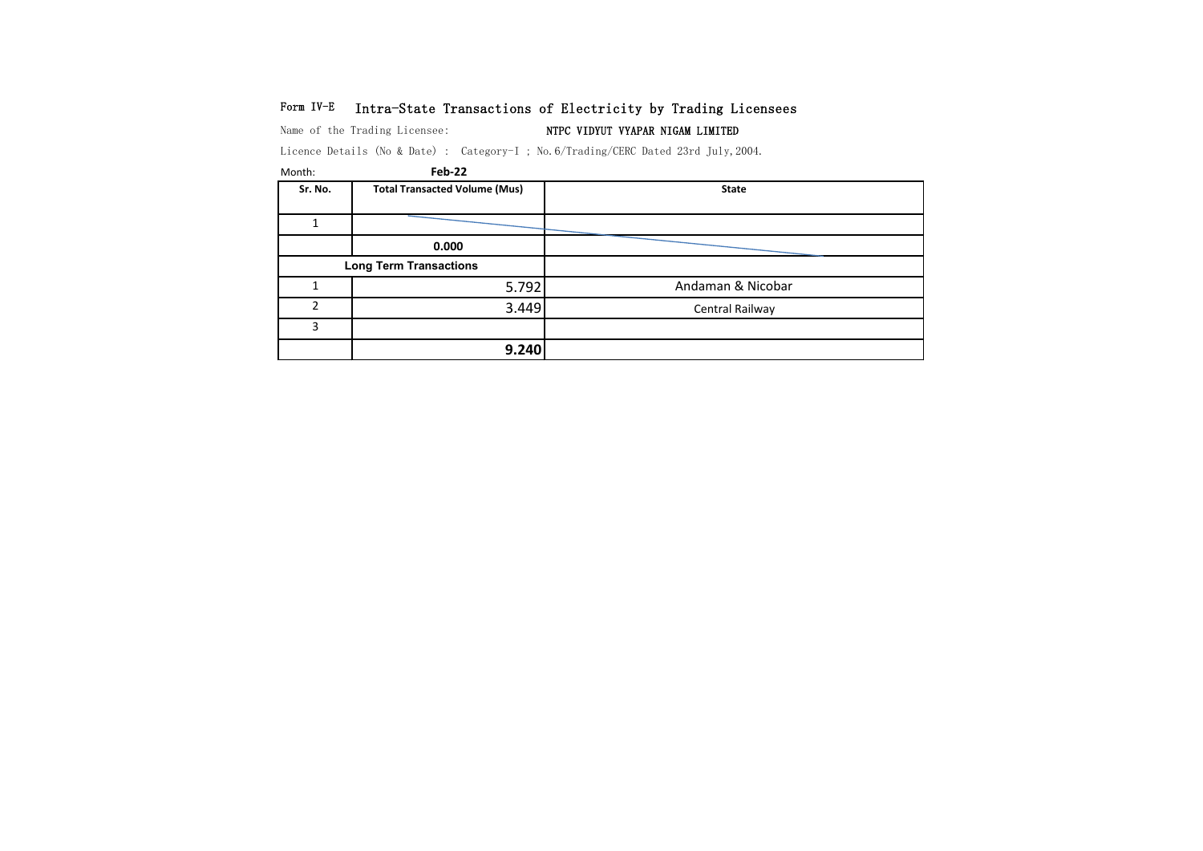Form IV-E **Intra-State Transactions of Electricity by Trading Licensees**

Name of the Trading Licensee: **NTPC VIDYUT VYAPAR NIGAM LIMITED**

Licence Details (No & Date) : Category-I ; No.6/Trading/CERC Dated 23rd July,2004.

Month: **Feb-22**

| Sr. No. | Total Transacted Volume (Mus) | State |
|---|---|---|
| 1 | | |
| | **0.000** | |
| **Long Term Transactions** | | |
| 1 | 5.792 | Andaman & Nicobar |
| 2 | 3.449 | Central Railway |
| 3 | | |
| | **9.240** | |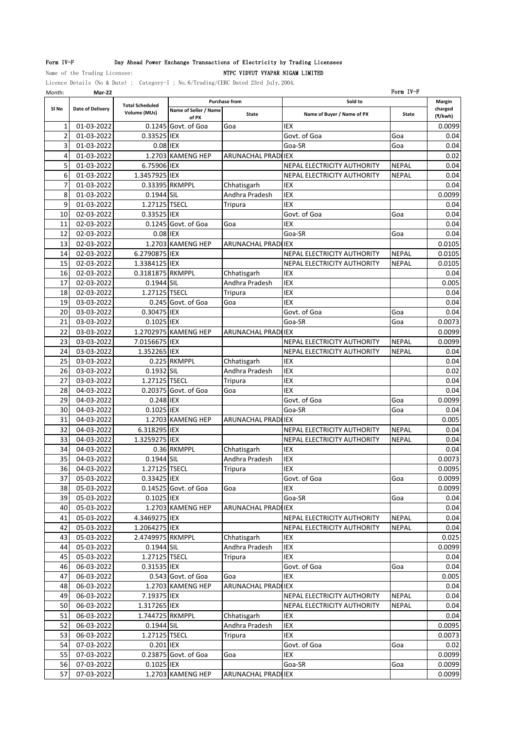Form IV-F Day Ahead Power Exchange Transactions of Electricity by Trading Licensees

Name of the Trading Licensee: NTPC VIDYUT VYAPAR NIGAM LIMITED

Licence Details (No & Date) : Category-I ; No.6/Trading/CERC Dated 23rd July,2004.

Month: **Mar-22** Form IV-F

| Sl No | Date of Delivery | Total Scheduled Volume (MUs) | Purchase from | | Sold to | | Margin charged (₹/kwh) |
|---|---|---|---|---|---|---|---|
| | | | Name of Seller / Name of PX | State | Name of Buyer / Name of PX | State | |
| 1 | 01-03-2022 | 0.1245 | Govt. of Goa | Goa | IEX | | 0.0099 |
| 2 | 01-03-2022 | 0.33525 | IEX | | Govt. of Goa | Goa | 0.04 |
| 3 | 01-03-2022 | 0.08 | IEX | | Goa-SR | Goa | 0.04 |
| 4 | 01-03-2022 | 1.2703 | KAMENG HEP | ARUNACHAL PRADI | IEX | | 0.02 |
| 5 | 01-03-2022 | 6.75906 | IEX | | NEPAL ELECTRICITY AUTHORITY | NEPAL | 0.04 |
| 6 | 01-03-2022 | 1.3457925 | IEX | | NEPAL ELECTRICITY AUTHORITY | NEPAL | 0.04 |
| 7 | 01-03-2022 | 0.33395 | RKMPPL | Chhatisgarh | IEX | | 0.04 |
| 8 | 01-03-2022 | 0.1944 | SIL | Andhra Pradesh | IEX | | 0.0099 |
| 9 | 01-03-2022 | 1.27125 | TSECL | Tripura | IEX | | 0.04 |
| 10 | 02-03-2022 | 0.33525 | IEX | | Govt. of Goa | Goa | 0.04 |
| 11 | 02-03-2022 | 0.1245 | Govt. of Goa | Goa | IEX | | 0.04 |
| 12 | 02-03-2022 | 0.08 | IEX | | Goa-SR | Goa | 0.04 |
| 13 | 02-03-2022 | 1.2703 | KAMENG HEP | ARUNACHAL PRADI | IEX | | 0.0105 |
| 14 | 02-03-2022 | 6.2790875 | IEX | | NEPAL ELECTRICITY AUTHORITY | NEPAL | 0.0105 |
| 15 | 02-03-2022 | 1.3384125 | IEX | | NEPAL ELECTRICITY AUTHORITY | NEPAL | 0.0105 |
| 16 | 02-03-2022 | 0.3181875 | RKMPPL | Chhatisgarh | IEX | | 0.04 |
| 17 | 02-03-2022 | 0.1944 | SIL | Andhra Pradesh | IEX | | 0.005 |
| 18 | 02-03-2022 | 1.27125 | TSECL | Tripura | IEX | | 0.04 |
| 19 | 03-03-2022 | 0.245 | Govt. of Goa | Goa | IEX | | 0.04 |
| 20 | 03-03-2022 | 0.30475 | IEX | | Govt. of Goa | Goa | 0.04 |
| 21 | 03-03-2022 | 0.1025 | IEX | | Goa-SR | Goa | 0.0073 |
| 22 | 03-03-2022 | 1.2702975 | KAMENG HEP | ARUNACHAL PRADI | IEX | | 0.0099 |
| 23 | 03-03-2022 | 7.0156675 | IEX | | NEPAL ELECTRICITY AUTHORITY | NEPAL | 0.0099 |
| 24 | 03-03-2022 | 1.352265 | IEX | | NEPAL ELECTRICITY AUTHORITY | NEPAL | 0.04 |
| 25 | 03-03-2022 | 0.225 | RKMPPL | Chhatisgarh | IEX | | 0.04 |
| 26 | 03-03-2022 | 0.1932 | SIL | Andhra Pradesh | IEX | | 0.02 |
| 27 | 03-03-2022 | 1.27125 | TSECL | Tripura | IEX | | 0.04 |
| 28 | 04-03-2022 | 0.20375 | Govt. of Goa | Goa | IEX | | 0.04 |
| 29 | 04-03-2022 | 0.248 | IEX | | Govt. of Goa | Goa | 0.0099 |
| 30 | 04-03-2022 | 0.1025 | IEX | | Goa-SR | Goa | 0.04 |
| 31 | 04-03-2022 | 1.2703 | KAMENG HEP | ARUNACHAL PRADI | IEX | | 0.005 |
| 32 | 04-03-2022 | 6.318295 | IEX | | NEPAL ELECTRICITY AUTHORITY | NEPAL | 0.04 |
| 33 | 04-03-2022 | 1.3259275 | IEX | | NEPAL ELECTRICITY AUTHORITY | NEPAL | 0.04 |
| 34 | 04-03-2022 | 0.36 | RKMPPL | Chhatisgarh | IEX | | 0.04 |
| 35 | 04-03-2022 | 0.1944 | SIL | Andhra Pradesh | IEX | | 0.0073 |
| 36 | 04-03-2022 | 1.27125 | TSECL | Tripura | IEX | | 0.0095 |
| 37 | 05-03-2022 | 0.33425 | IEX | | Govt. of Goa | Goa | 0.0099 |
| 38 | 05-03-2022 | 0.14525 | Govt. of Goa | Goa | IEX | | 0.0099 |
| 39 | 05-03-2022 | 0.1025 | IEX | | Goa-SR | Goa | 0.04 |
| 40 | 05-03-2022 | 1.2703 | KAMENG HEP | ARUNACHAL PRADI | IEX | | 0.04 |
| 41 | 05-03-2022 | 4.3469275 | IEX | | NEPAL ELECTRICITY AUTHORITY | NEPAL | 0.04 |
| 42 | 05-03-2022 | 1.2064275 | IEX | | NEPAL ELECTRICITY AUTHORITY | NEPAL | 0.04 |
| 43 | 05-03-2022 | 2.4749975 | RKMPPL | Chhatisgarh | IEX | | 0.025 |
| 44 | 05-03-2022 | 0.1944 | SIL | Andhra Pradesh | IEX | | 0.0099 |
| 45 | 05-03-2022 | 1.27125 | TSECL | Tripura | IEX | | 0.04 |
| 46 | 06-03-2022 | 0.31535 | IEX | | Govt. of Goa | Goa | 0.04 |
| 47 | 06-03-2022 | 0.543 | Govt. of Goa | Goa | IEX | | 0.005 |
| 48 | 06-03-2022 | 1.2703 | KAMENG HEP | ARUNACHAL PRADI | IEX | | 0.04 |
| 49 | 06-03-2022 | 7.19375 | IEX | | NEPAL ELECTRICITY AUTHORITY | NEPAL | 0.04 |
| 50 | 06-03-2022 | 1.317265 | IEX | | NEPAL ELECTRICITY AUTHORITY | NEPAL | 0.04 |
| 51 | 06-03-2022 | 1.744725 | RKMPPL | Chhatisgarh | IEX | | 0.04 |
| 52 | 06-03-2022 | 0.1944 | SIL | Andhra Pradesh | IEX | | 0.0095 |
| 53 | 06-03-2022 | 1.27125 | TSECL | Tripura | IEX | | 0.0073 |
| 54 | 07-03-2022 | 0.201 | IEX | | Govt. of Goa | Goa | 0.02 |
| 55 | 07-03-2022 | 0.23875 | Govt. of Goa | Goa | IEX | | 0.0099 |
| 56 | 07-03-2022 | 0.1025 | IEX | | Goa-SR | Goa | 0.0099 |
| 57 | 07-03-2022 | 1.2703 | KAMENG HEP | ARUNACHAL PRADI | IEX | | 0.0099 |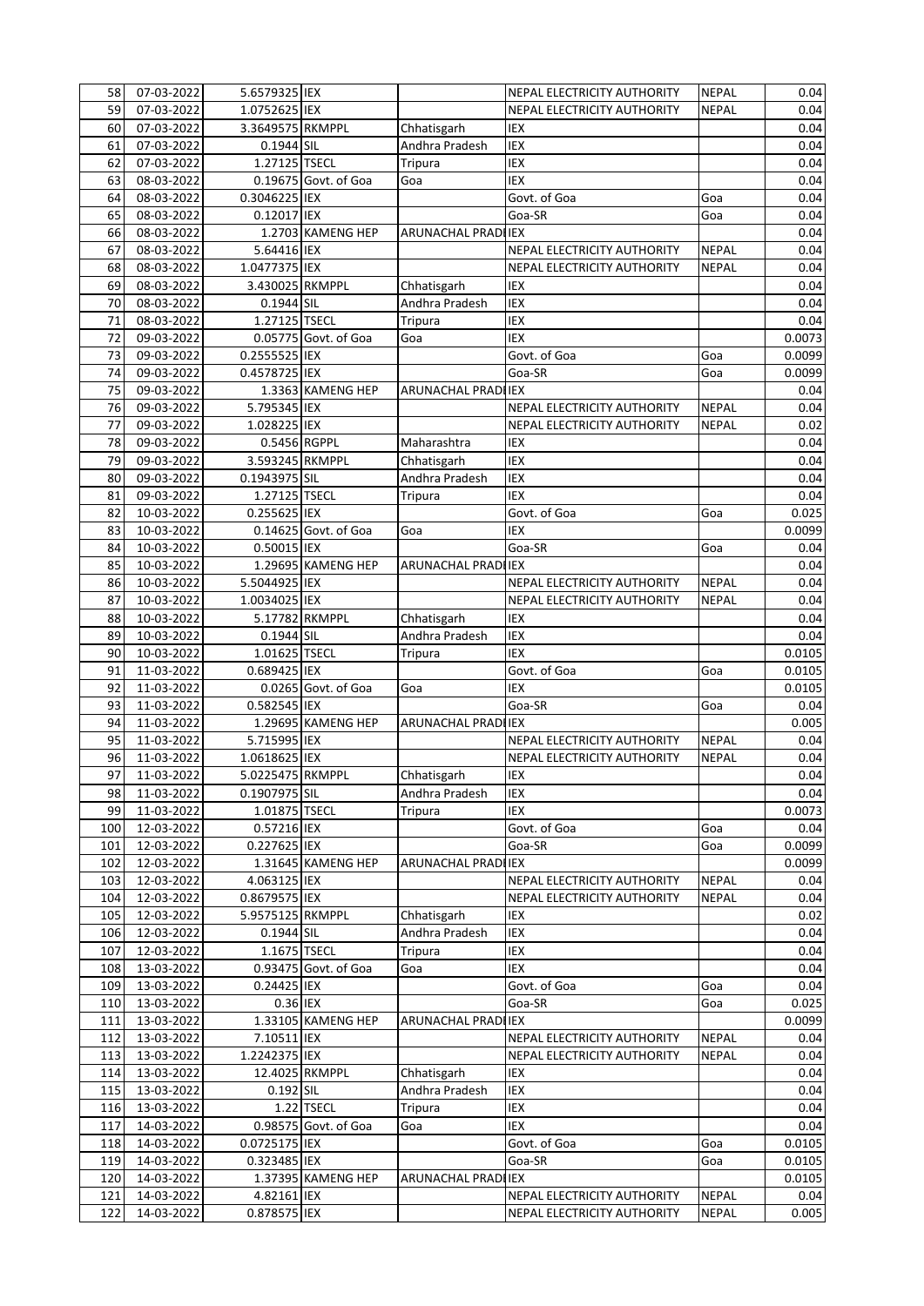| | | | | | | | |
|---|---|---|---|---|---|---|---|
| 58 | 07-03-2022 | 5.6579325 | IEX | | NEPAL ELECTRICITY AUTHORITY | NEPAL | 0.04 |
| 59 | 07-03-2022 | 1.0752625 | IEX | | NEPAL ELECTRICITY AUTHORITY | NEPAL | 0.04 |
| 60 | 07-03-2022 | 3.3649575 | RKMPPL | Chhatisgarh | IEX | | 0.04 |
| 61 | 07-03-2022 | 0.1944 | SIL | Andhra Pradesh | IEX | | 0.04 |
| 62 | 07-03-2022 | 1.27125 | TSECL | Tripura | IEX | | 0.04 |
| 63 | 08-03-2022 | 0.19675 | Govt. of Goa | Goa | IEX | | 0.04 |
| 64 | 08-03-2022 | 0.3046225 | IEX | | Govt. of Goa | Goa | 0.04 |
| 65 | 08-03-2022 | 0.12017 | IEX | | Goa-SR | Goa | 0.04 |
| 66 | 08-03-2022 | 1.2703 | KAMENG HEP | ARUNACHAL PRADI | IEX | | 0.04 |
| 67 | 08-03-2022 | 5.64416 | IEX | | NEPAL ELECTRICITY AUTHORITY | NEPAL | 0.04 |
| 68 | 08-03-2022 | 1.0477375 | IEX | | NEPAL ELECTRICITY AUTHORITY | NEPAL | 0.04 |
| 69 | 08-03-2022 | 3.430025 | RKMPPL | Chhatisgarh | IEX | | 0.04 |
| 70 | 08-03-2022 | 0.1944 | SIL | Andhra Pradesh | IEX | | 0.04 |
| 71 | 08-03-2022 | 1.27125 | TSECL | Tripura | IEX | | 0.04 |
| 72 | 09-03-2022 | 0.05775 | Govt. of Goa | Goa | IEX | | 0.0073 |
| 73 | 09-03-2022 | 0.2555525 | IEX | | Govt. of Goa | Goa | 0.0099 |
| 74 | 09-03-2022 | 0.4578725 | IEX | | Goa-SR | Goa | 0.0099 |
| 75 | 09-03-2022 | 1.3363 | KAMENG HEP | ARUNACHAL PRADI | IEX | | 0.04 |
| 76 | 09-03-2022 | 5.795345 | IEX | | NEPAL ELECTRICITY AUTHORITY | NEPAL | 0.04 |
| 77 | 09-03-2022 | 1.028225 | IEX | | NEPAL ELECTRICITY AUTHORITY | NEPAL | 0.02 |
| 78 | 09-03-2022 | 0.5456 | RGPPL | Maharashtra | IEX | | 0.04 |
| 79 | 09-03-2022 | 3.593245 | RKMPPL | Chhatisgarh | IEX | | 0.04 |
| 80 | 09-03-2022 | 0.1943975 | SIL | Andhra Pradesh | IEX | | 0.04 |
| 81 | 09-03-2022 | 1.27125 | TSECL | Tripura | IEX | | 0.04 |
| 82 | 10-03-2022 | 0.255625 | IEX | | Govt. of Goa | Goa | 0.025 |
| 83 | 10-03-2022 | 0.14625 | Govt. of Goa | Goa | IEX | | 0.0099 |
| 84 | 10-03-2022 | 0.50015 | IEX | | Goa-SR | Goa | 0.04 |
| 85 | 10-03-2022 | 1.29695 | KAMENG HEP | ARUNACHAL PRADI | IEX | | 0.04 |
| 86 | 10-03-2022 | 5.5044925 | IEX | | NEPAL ELECTRICITY AUTHORITY | NEPAL | 0.04 |
| 87 | 10-03-2022 | 1.0034025 | IEX | | NEPAL ELECTRICITY AUTHORITY | NEPAL | 0.04 |
| 88 | 10-03-2022 | 5.17782 | RKMPPL | Chhatisgarh | IEX | | 0.04 |
| 89 | 10-03-2022 | 0.1944 | SIL | Andhra Pradesh | IEX | | 0.04 |
| 90 | 10-03-2022 | 1.01625 | TSECL | Tripura | IEX | | 0.0105 |
| 91 | 11-03-2022 | 0.689425 | IEX | | Govt. of Goa | Goa | 0.0105 |
| 92 | 11-03-2022 | 0.0265 | Govt. of Goa | Goa | IEX | | 0.0105 |
| 93 | 11-03-2022 | 0.582545 | IEX | | Goa-SR | Goa | 0.04 |
| 94 | 11-03-2022 | 1.29695 | KAMENG HEP | ARUNACHAL PRADI | IEX | | 0.005 |
| 95 | 11-03-2022 | 5.715995 | IEX | | NEPAL ELECTRICITY AUTHORITY | NEPAL | 0.04 |
| 96 | 11-03-2022 | 1.0618625 | IEX | | NEPAL ELECTRICITY AUTHORITY | NEPAL | 0.04 |
| 97 | 11-03-2022 | 5.0225475 | RKMPPL | Chhatisgarh | IEX | | 0.04 |
| 98 | 11-03-2022 | 0.1907975 | SIL | Andhra Pradesh | IEX | | 0.04 |
| 99 | 11-03-2022 | 1.01875 | TSECL | Tripura | IEX | | 0.0073 |
| 100 | 12-03-2022 | 0.57216 | IEX | | Govt. of Goa | Goa | 0.04 |
| 101 | 12-03-2022 | 0.227625 | IEX | | Goa-SR | Goa | 0.0099 |
| 102 | 12-03-2022 | 1.31645 | KAMENG HEP | ARUNACHAL PRADI | IEX | | 0.0099 |
| 103 | 12-03-2022 | 4.063125 | IEX | | NEPAL ELECTRICITY AUTHORITY | NEPAL | 0.04 |
| 104 | 12-03-2022 | 0.8679575 | IEX | | NEPAL ELECTRICITY AUTHORITY | NEPAL | 0.04 |
| 105 | 12-03-2022 | 5.9575125 | RKMPPL | Chhatisgarh | IEX | | 0.02 |
| 106 | 12-03-2022 | 0.1944 | SIL | Andhra Pradesh | IEX | | 0.04 |
| 107 | 12-03-2022 | 1.1675 | TSECL | Tripura | IEX | | 0.04 |
| 108 | 13-03-2022 | 0.93475 | Govt. of Goa | Goa | IEX | | 0.04 |
| 109 | 13-03-2022 | 0.24425 | IEX | | Govt. of Goa | Goa | 0.04 |
| 110 | 13-03-2022 | 0.36 | IEX | | Goa-SR | Goa | 0.025 |
| 111 | 13-03-2022 | 1.33105 | KAMENG HEP | ARUNACHAL PRADI | IEX | | 0.0099 |
| 112 | 13-03-2022 | 7.10511 | IEX | | NEPAL ELECTRICITY AUTHORITY | NEPAL | 0.04 |
| 113 | 13-03-2022 | 1.2242375 | IEX | | NEPAL ELECTRICITY AUTHORITY | NEPAL | 0.04 |
| 114 | 13-03-2022 | 12.4025 | RKMPPL | Chhatisgarh | IEX | | 0.04 |
| 115 | 13-03-2022 | 0.192 | SIL | Andhra Pradesh | IEX | | 0.04 |
| 116 | 13-03-2022 | 1.22 | TSECL | Tripura | IEX | | 0.04 |
| 117 | 14-03-2022 | 0.98575 | Govt. of Goa | Goa | IEX | | 0.04 |
| 118 | 14-03-2022 | 0.0725175 | IEX | | Govt. of Goa | Goa | 0.0105 |
| 119 | 14-03-2022 | 0.323485 | IEX | | Goa-SR | Goa | 0.0105 |
| 120 | 14-03-2022 | 1.37395 | KAMENG HEP | ARUNACHAL PRADI | IEX | | 0.0105 |
| 121 | 14-03-2022 | 4.82161 | IEX | | NEPAL ELECTRICITY AUTHORITY | NEPAL | 0.04 |
| 122 | 14-03-2022 | 0.878575 | IEX | | NEPAL ELECTRICITY AUTHORITY | NEPAL | 0.005 |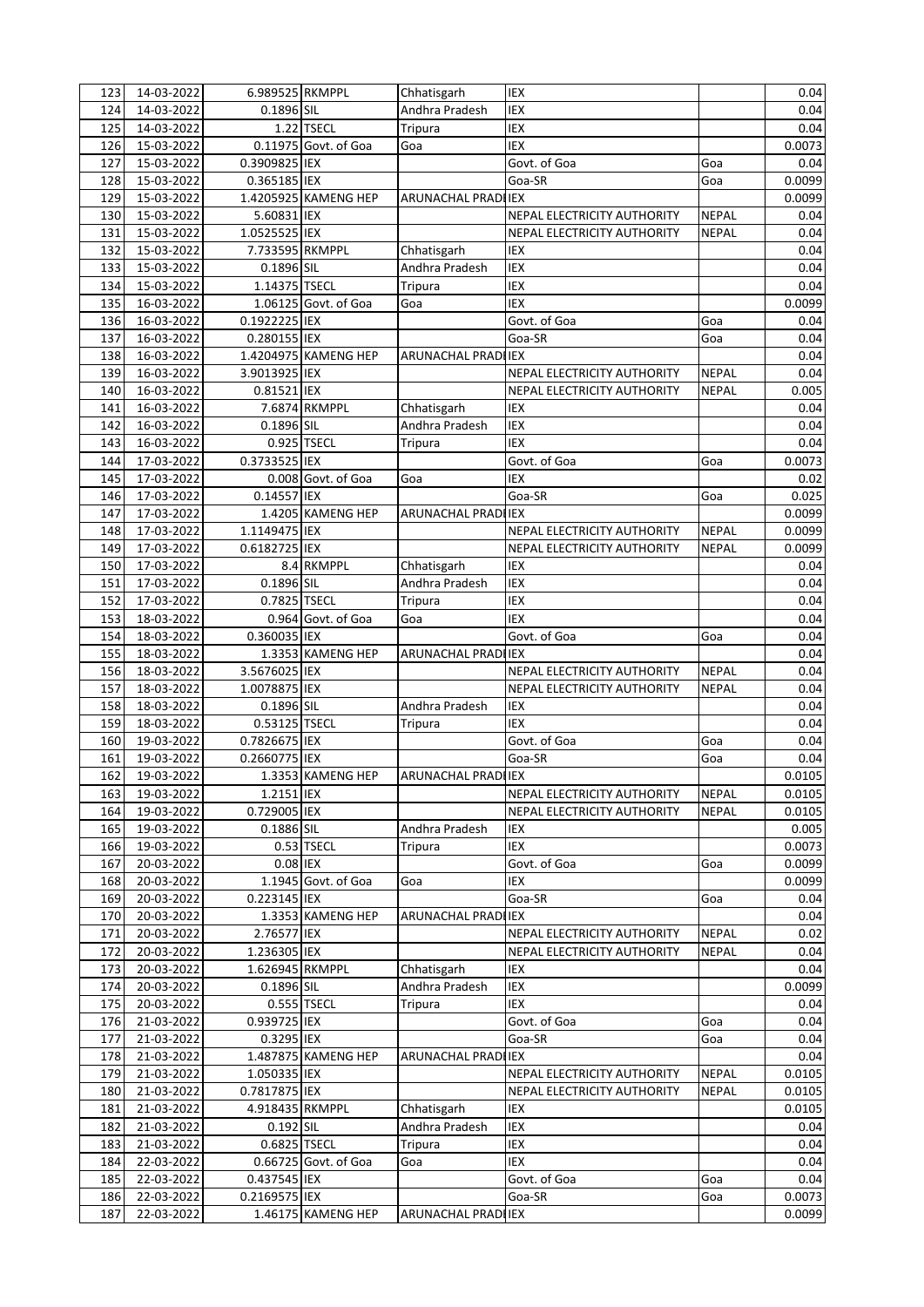| 123 | 14-03-2022 | 6.989525 | RKMPPL | Chhatisgarh | IEX | | 0.04 |
|---|---|---|---|---|---|---|---|
| 124 | 14-03-2022 | 0.1896 | SIL | Andhra Pradesh | IEX | | 0.04 |
| 125 | 14-03-2022 | 1.22 | TSECL | Tripura | IEX | | 0.04 |
| 126 | 15-03-2022 | 0.11975 | Govt. of Goa | Goa | IEX | | 0.0073 |
| 127 | 15-03-2022 | 0.3909825 | IEX | | Govt. of Goa | Goa | 0.04 |
| 128 | 15-03-2022 | 0.365185 | IEX | | Goa-SR | Goa | 0.0099 |
| 129 | 15-03-2022 | 1.4205925 | KAMENG HEP | ARUNACHAL PRADI | IEX | | 0.0099 |
| 130 | 15-03-2022 | 5.60831 | IEX | | NEPAL ELECTRICITY AUTHORITY | NEPAL | 0.04 |
| 131 | 15-03-2022 | 1.0525525 | IEX | | NEPAL ELECTRICITY AUTHORITY | NEPAL | 0.04 |
| 132 | 15-03-2022 | 7.733595 | RKMPPL | Chhatisgarh | IEX | | 0.04 |
| 133 | 15-03-2022 | 0.1896 | SIL | Andhra Pradesh | IEX | | 0.04 |
| 134 | 15-03-2022 | 1.14375 | TSECL | Tripura | IEX | | 0.04 |
| 135 | 16-03-2022 | 1.06125 | Govt. of Goa | Goa | IEX | | 0.0099 |
| 136 | 16-03-2022 | 0.1922225 | IEX | | Govt. of Goa | Goa | 0.04 |
| 137 | 16-03-2022 | 0.280155 | IEX | | Goa-SR | Goa | 0.04 |
| 138 | 16-03-2022 | 1.4204975 | KAMENG HEP | ARUNACHAL PRADI | IEX | | 0.04 |
| 139 | 16-03-2022 | 3.9013925 | IEX | | NEPAL ELECTRICITY AUTHORITY | NEPAL | 0.04 |
| 140 | 16-03-2022 | 0.81521 | IEX | | NEPAL ELECTRICITY AUTHORITY | NEPAL | 0.005 |
| 141 | 16-03-2022 | 7.6874 | RKMPPL | Chhatisgarh | IEX | | 0.04 |
| 142 | 16-03-2022 | 0.1896 | SIL | Andhra Pradesh | IEX | | 0.04 |
| 143 | 16-03-2022 | 0.925 | TSECL | Tripura | IEX | | 0.04 |
| 144 | 17-03-2022 | 0.3733525 | IEX | | Govt. of Goa | Goa | 0.0073 |
| 145 | 17-03-2022 | 0.008 | Govt. of Goa | Goa | IEX | | 0.02 |
| 146 | 17-03-2022 | 0.14557 | IEX | | Goa-SR | Goa | 0.025 |
| 147 | 17-03-2022 | 1.4205 | KAMENG HEP | ARUNACHAL PRADI | IEX | | 0.0099 |
| 148 | 17-03-2022 | 1.1149475 | IEX | | NEPAL ELECTRICITY AUTHORITY | NEPAL | 0.0099 |
| 149 | 17-03-2022 | 0.6182725 | IEX | | NEPAL ELECTRICITY AUTHORITY | NEPAL | 0.0099 |
| 150 | 17-03-2022 | 8.4 | RKMPPL | Chhatisgarh | IEX | | 0.04 |
| 151 | 17-03-2022 | 0.1896 | SIL | Andhra Pradesh | IEX | | 0.04 |
| 152 | 17-03-2022 | 0.7825 | TSECL | Tripura | IEX | | 0.04 |
| 153 | 18-03-2022 | 0.964 | Govt. of Goa | Goa | IEX | | 0.04 |
| 154 | 18-03-2022 | 0.360035 | IEX | | Govt. of Goa | Goa | 0.04 |
| 155 | 18-03-2022 | 1.3353 | KAMENG HEP | ARUNACHAL PRADI | IEX | | 0.04 |
| 156 | 18-03-2022 | 3.5676025 | IEX | | NEPAL ELECTRICITY AUTHORITY | NEPAL | 0.04 |
| 157 | 18-03-2022 | 1.0078875 | IEX | | NEPAL ELECTRICITY AUTHORITY | NEPAL | 0.04 |
| 158 | 18-03-2022 | 0.1896 | SIL | Andhra Pradesh | IEX | | 0.04 |
| 159 | 18-03-2022 | 0.53125 | TSECL | Tripura | IEX | | 0.04 |
| 160 | 19-03-2022 | 0.7826675 | IEX | | Govt. of Goa | Goa | 0.04 |
| 161 | 19-03-2022 | 0.2660775 | IEX | | Goa-SR | Goa | 0.04 |
| 162 | 19-03-2022 | 1.3353 | KAMENG HEP | ARUNACHAL PRADI | IEX | | 0.0105 |
| 163 | 19-03-2022 | 1.2151 | IEX | | NEPAL ELECTRICITY AUTHORITY | NEPAL | 0.0105 |
| 164 | 19-03-2022 | 0.729005 | IEX | | NEPAL ELECTRICITY AUTHORITY | NEPAL | 0.0105 |
| 165 | 19-03-2022 | 0.1886 | SIL | Andhra Pradesh | IEX | | 0.005 |
| 166 | 19-03-2022 | 0.53 | TSECL | Tripura | IEX | | 0.0073 |
| 167 | 20-03-2022 | 0.08 | IEX | | Govt. of Goa | Goa | 0.0099 |
| 168 | 20-03-2022 | 1.1945 | Govt. of Goa | Goa | IEX | | 0.0099 |
| 169 | 20-03-2022 | 0.223145 | IEX | | Goa-SR | Goa | 0.04 |
| 170 | 20-03-2022 | 1.3353 | KAMENG HEP | ARUNACHAL PRADI | IEX | | 0.04 |
| 171 | 20-03-2022 | 2.76577 | IEX | | NEPAL ELECTRICITY AUTHORITY | NEPAL | 0.02 |
| 172 | 20-03-2022 | 1.236305 | IEX | | NEPAL ELECTRICITY AUTHORITY | NEPAL | 0.04 |
| 173 | 20-03-2022 | 1.626945 | RKMPPL | Chhatisgarh | IEX | | 0.04 |
| 174 | 20-03-2022 | 0.1896 | SIL | Andhra Pradesh | IEX | | 0.0099 |
| 175 | 20-03-2022 | 0.555 | TSECL | Tripura | IEX | | 0.04 |
| 176 | 21-03-2022 | 0.939725 | IEX | | Govt. of Goa | Goa | 0.04 |
| 177 | 21-03-2022 | 0.3295 | IEX | | Goa-SR | Goa | 0.04 |
| 178 | 21-03-2022 | 1.487875 | KAMENG HEP | ARUNACHAL PRADI | IEX | | 0.04 |
| 179 | 21-03-2022 | 1.050335 | IEX | | NEPAL ELECTRICITY AUTHORITY | NEPAL | 0.0105 |
| 180 | 21-03-2022 | 0.7817875 | IEX | | NEPAL ELECTRICITY AUTHORITY | NEPAL | 0.0105 |
| 181 | 21-03-2022 | 4.918435 | RKMPPL | Chhatisgarh | IEX | | 0.0105 |
| 182 | 21-03-2022 | 0.192 | SIL | Andhra Pradesh | IEX | | 0.04 |
| 183 | 21-03-2022 | 0.6825 | TSECL | Tripura | IEX | | 0.04 |
| 184 | 22-03-2022 | 0.66725 | Govt. of Goa | Goa | IEX | | 0.04 |
| 185 | 22-03-2022 | 0.437545 | IEX | | Govt. of Goa | Goa | 0.04 |
| 186 | 22-03-2022 | 0.2169575 | IEX | | Goa-SR | Goa | 0.0073 |
| 187 | 22-03-2022 | 1.46175 | KAMENG HEP | ARUNACHAL PRADI | IEX | | 0.0099 |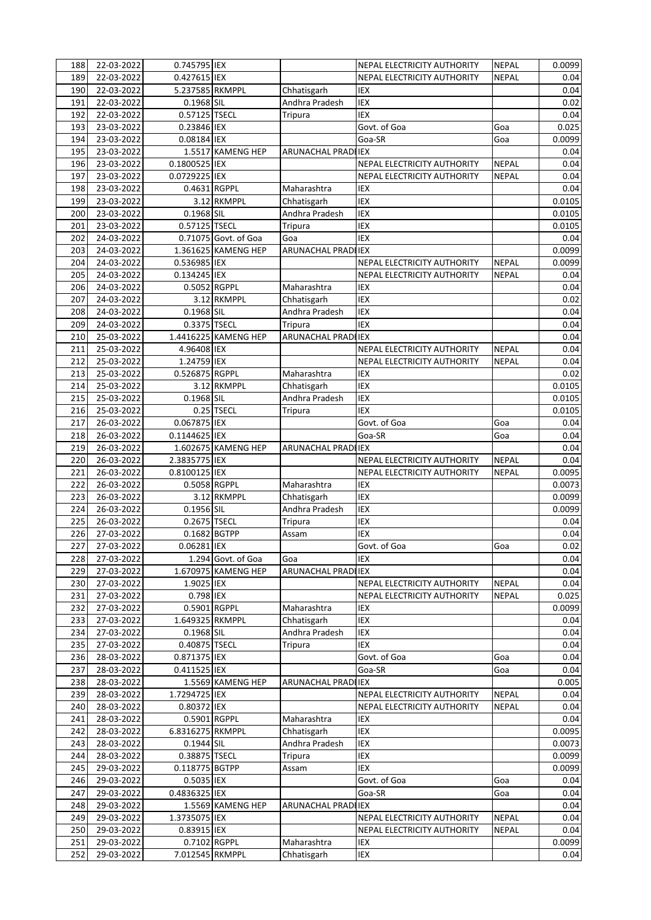| | | | | | | | |
|---|---|---|---|---|---|---|---|
| 188 | 22-03-2022 | 0.745795 | IEX | | NEPAL ELECTRICITY AUTHORITY | NEPAL | 0.0099 |
| 189 | 22-03-2022 | 0.427615 | IEX | | NEPAL ELECTRICITY AUTHORITY | NEPAL | 0.04 |
| 190 | 22-03-2022 | 5.237585 | RKMPPL | Chhatisgarh | IEX | | 0.04 |
| 191 | 22-03-2022 | 0.1968 | SIL | Andhra Pradesh | IEX | | 0.02 |
| 192 | 22-03-2022 | 0.57125 | TSECL | Tripura | IEX | | 0.04 |
| 193 | 23-03-2022 | 0.23846 | IEX | | Govt. of Goa | Goa | 0.025 |
| 194 | 23-03-2022 | 0.08184 | IEX | | Goa-SR | Goa | 0.0099 |
| 195 | 23-03-2022 | 1.5517 | KAMENG HEP | ARUNACHAL PRADI | IEX | | 0.04 |
| 196 | 23-03-2022 | 0.1800525 | IEX | | NEPAL ELECTRICITY AUTHORITY | NEPAL | 0.04 |
| 197 | 23-03-2022 | 0.0729225 | IEX | | NEPAL ELECTRICITY AUTHORITY | NEPAL | 0.04 |
| 198 | 23-03-2022 | 0.4631 | RGPPL | Maharashtra | IEX | | 0.04 |
| 199 | 23-03-2022 | 3.12 | RKMPPL | Chhatisgarh | IEX | | 0.0105 |
| 200 | 23-03-2022 | 0.1968 | SIL | Andhra Pradesh | IEX | | 0.0105 |
| 201 | 23-03-2022 | 0.57125 | TSECL | Tripura | IEX | | 0.0105 |
| 202 | 24-03-2022 | 0.71075 | Govt. of Goa | Goa | IEX | | 0.04 |
| 203 | 24-03-2022 | 1.361625 | KAMENG HEP | ARUNACHAL PRADI | IEX | | 0.0099 |
| 204 | 24-03-2022 | 0.536985 | IEX | | NEPAL ELECTRICITY AUTHORITY | NEPAL | 0.0099 |
| 205 | 24-03-2022 | 0.134245 | IEX | | NEPAL ELECTRICITY AUTHORITY | NEPAL | 0.04 |
| 206 | 24-03-2022 | 0.5052 | RGPPL | Maharashtra | IEX | | 0.04 |
| 207 | 24-03-2022 | 3.12 | RKMPPL | Chhatisgarh | IEX | | 0.02 |
| 208 | 24-03-2022 | 0.1968 | SIL | Andhra Pradesh | IEX | | 0.04 |
| 209 | 24-03-2022 | 0.3375 | TSECL | Tripura | IEX | | 0.04 |
| 210 | 25-03-2022 | 1.4416225 | KAMENG HEP | ARUNACHAL PRADI | IEX | | 0.04 |
| 211 | 25-03-2022 | 4.96408 | IEX | | NEPAL ELECTRICITY AUTHORITY | NEPAL | 0.04 |
| 212 | 25-03-2022 | 1.24759 | IEX | | NEPAL ELECTRICITY AUTHORITY | NEPAL | 0.04 |
| 213 | 25-03-2022 | 0.526875 | RGPPL | Maharashtra | IEX | | 0.02 |
| 214 | 25-03-2022 | 3.12 | RKMPPL | Chhatisgarh | IEX | | 0.0105 |
| 215 | 25-03-2022 | 0.1968 | SIL | Andhra Pradesh | IEX | | 0.0105 |
| 216 | 25-03-2022 | 0.25 | TSECL | Tripura | IEX | | 0.0105 |
| 217 | 26-03-2022 | 0.067875 | IEX | | Govt. of Goa | Goa | 0.04 |
| 218 | 26-03-2022 | 0.1144625 | IEX | | Goa-SR | Goa | 0.04 |
| 219 | 26-03-2022 | 1.602675 | KAMENG HEP | ARUNACHAL PRADI | IEX | | 0.04 |
| 220 | 26-03-2022 | 2.3835775 | IEX | | NEPAL ELECTRICITY AUTHORITY | NEPAL | 0.04 |
| 221 | 26-03-2022 | 0.8100125 | IEX | | NEPAL ELECTRICITY AUTHORITY | NEPAL | 0.0095 |
| 222 | 26-03-2022 | 0.5058 | RGPPL | Maharashtra | IEX | | 0.0073 |
| 223 | 26-03-2022 | 3.12 | RKMPPL | Chhatisgarh | IEX | | 0.0099 |
| 224 | 26-03-2022 | 0.1956 | SIL | Andhra Pradesh | IEX | | 0.0099 |
| 225 | 26-03-2022 | 0.2675 | TSECL | Tripura | IEX | | 0.04 |
| 226 | 27-03-2022 | 0.1682 | BGTPP | Assam | IEX | | 0.04 |
| 227 | 27-03-2022 | 0.06281 | IEX | | Govt. of Goa | Goa | 0.02 |
| 228 | 27-03-2022 | 1.294 | Govt. of Goa | Goa | IEX | | 0.04 |
| 229 | 27-03-2022 | 1.670975 | KAMENG HEP | ARUNACHAL PRADI | IEX | | 0.04 |
| 230 | 27-03-2022 | 1.9025 | IEX | | NEPAL ELECTRICITY AUTHORITY | NEPAL | 0.04 |
| 231 | 27-03-2022 | 0.798 | IEX | | NEPAL ELECTRICITY AUTHORITY | NEPAL | 0.025 |
| 232 | 27-03-2022 | 0.5901 | RGPPL | Maharashtra | IEX | | 0.0099 |
| 233 | 27-03-2022 | 1.649325 | RKMPPL | Chhatisgarh | IEX | | 0.04 |
| 234 | 27-03-2022 | 0.1968 | SIL | Andhra Pradesh | IEX | | 0.04 |
| 235 | 27-03-2022 | 0.40875 | TSECL | Tripura | IEX | | 0.04 |
| 236 | 28-03-2022 | 0.871375 | IEX | | Govt. of Goa | Goa | 0.04 |
| 237 | 28-03-2022 | 0.411525 | IEX | | Goa-SR | Goa | 0.04 |
| 238 | 28-03-2022 | 1.5569 | KAMENG HEP | ARUNACHAL PRADI | IEX | | 0.005 |
| 239 | 28-03-2022 | 1.7294725 | IEX | | NEPAL ELECTRICITY AUTHORITY | NEPAL | 0.04 |
| 240 | 28-03-2022 | 0.80372 | IEX | | NEPAL ELECTRICITY AUTHORITY | NEPAL | 0.04 |
| 241 | 28-03-2022 | 0.5901 | RGPPL | Maharashtra | IEX | | 0.04 |
| 242 | 28-03-2022 | 6.8316275 | RKMPPL | Chhatisgarh | IEX | | 0.0095 |
| 243 | 28-03-2022 | 0.1944 | SIL | Andhra Pradesh | IEX | | 0.0073 |
| 244 | 28-03-2022 | 0.38875 | TSECL | Tripura | IEX | | 0.0099 |
| 245 | 29-03-2022 | 0.118775 | BGTPP | Assam | IEX | | 0.0099 |
| 246 | 29-03-2022 | 0.5035 | IEX | | Govt. of Goa | Goa | 0.04 |
| 247 | 29-03-2022 | 0.4836325 | IEX | | Goa-SR | Goa | 0.04 |
| 248 | 29-03-2022 | 1.5569 | KAMENG HEP | ARUNACHAL PRADI | IEX | | 0.04 |
| 249 | 29-03-2022 | 1.3735075 | IEX | | NEPAL ELECTRICITY AUTHORITY | NEPAL | 0.04 |
| 250 | 29-03-2022 | 0.83915 | IEX | | NEPAL ELECTRICITY AUTHORITY | NEPAL | 0.04 |
| 251 | 29-03-2022 | 0.7102 | RGPPL | Maharashtra | IEX | | 0.0099 |
| 252 | 29-03-2022 | 7.012545 | RKMPPL | Chhatisgarh | IEX | | 0.04 |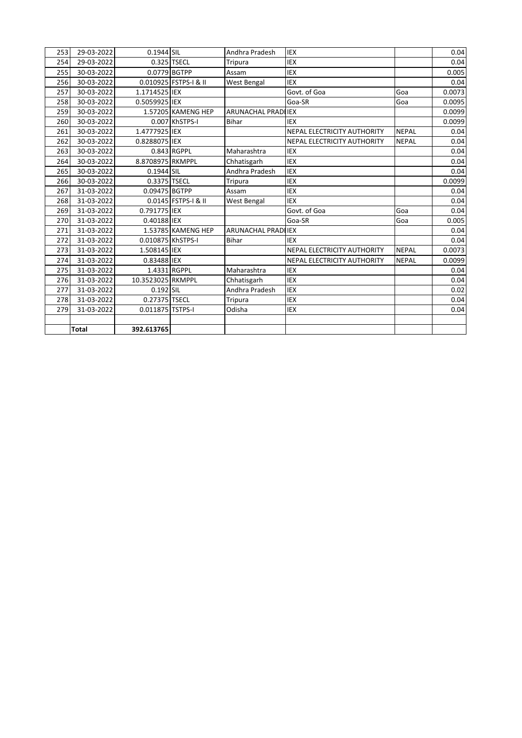| 253 | 29-03-2022 | 0.1944 | SIL | Andhra Pradesh | IEX | | 0.04 |
|---|---|---|---|---|---|---|---|
| 254 | 29-03-2022 | 0.325 | TSECL | Tripura | IEX | | 0.04 |
| 255 | 30-03-2022 | 0.0779 | BGTPP | Assam | IEX | | 0.005 |
| 256 | 30-03-2022 | 0.010925 | FSTPS-I & II | West Bengal | IEX | | 0.04 |
| 257 | 30-03-2022 | 1.1714525 | IEX | | Govt. of Goa | Goa | 0.0073 |
| 258 | 30-03-2022 | 0.5059925 | IEX | | Goa-SR | Goa | 0.0095 |
| 259 | 30-03-2022 | 1.57205 | KAMENG HEP | ARUNACHAL PRADI | IEX | | 0.0099 |
| 260 | 30-03-2022 | 0.007 | KhSTPS-I | Bihar | IEX | | 0.0099 |
| 261 | 30-03-2022 | 1.4777925 | IEX | | NEPAL ELECTRICITY AUTHORITY | NEPAL | 0.04 |
| 262 | 30-03-2022 | 0.8288075 | IEX | | NEPAL ELECTRICITY AUTHORITY | NEPAL | 0.04 |
| 263 | 30-03-2022 | 0.843 | RGPPL | Maharashtra | IEX | | 0.04 |
| 264 | 30-03-2022 | 8.8708975 | RKMPPL | Chhatisgarh | IEX | | 0.04 |
| 265 | 30-03-2022 | 0.1944 | SIL | Andhra Pradesh | IEX | | 0.04 |
| 266 | 30-03-2022 | 0.3375 | TSECL | Tripura | IEX | | 0.0099 |
| 267 | 31-03-2022 | 0.09475 | BGTPP | Assam | IEX | | 0.04 |
| 268 | 31-03-2022 | 0.0145 | FSTPS-I & II | West Bengal | IEX | | 0.04 |
| 269 | 31-03-2022 | 0.791775 | IEX | | Govt. of Goa | Goa | 0.04 |
| 270 | 31-03-2022 | 0.40188 | IEX | | Goa-SR | Goa | 0.005 |
| 271 | 31-03-2022 | 1.53785 | KAMENG HEP | ARUNACHAL PRADI | IEX | | 0.04 |
| 272 | 31-03-2022 | 0.010875 | KhSTPS-I | Bihar | IEX | | 0.04 |
| 273 | 31-03-2022 | 1.508145 | IEX | | NEPAL ELECTRICITY AUTHORITY | NEPAL | 0.0073 |
| 274 | 31-03-2022 | 0.83488 | IEX | | NEPAL ELECTRICITY AUTHORITY | NEPAL | 0.0099 |
| 275 | 31-03-2022 | 1.4331 | RGPPL | Maharashtra | IEX | | 0.04 |
| 276 | 31-03-2022 | 10.3523025 | RKMPPL | Chhatisgarh | IEX | | 0.04 |
| 277 | 31-03-2022 | 0.192 | SIL | Andhra Pradesh | IEX | | 0.02 |
| 278 | 31-03-2022 | 0.27375 | TSECL | Tripura | IEX | | 0.04 |
| 279 | 31-03-2022 | 0.011875 | TSTPS-I | Odisha | IEX | | 0.04 |
| | | | | | | | |
| | **Total** | **392.613765** | | | | | |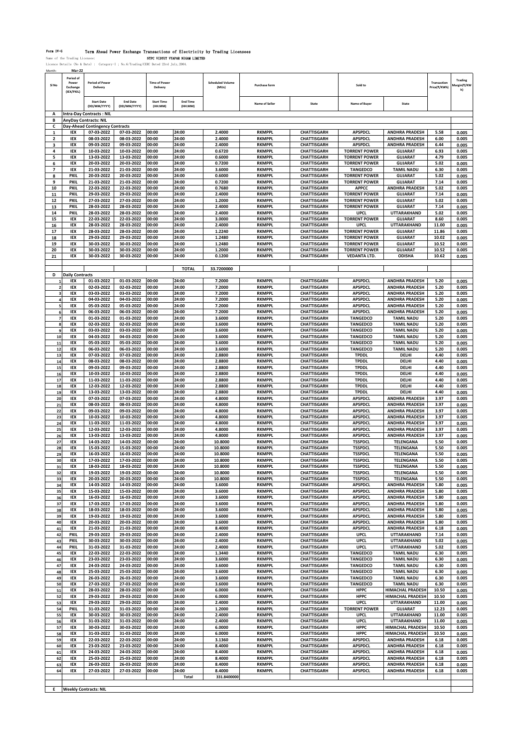Form IV-G Term Ahead Power Exchange Transactions of Electricity by Trading Licensees

Name of the Trading Licensee: NTPC VIDYUT VYAPAR NIGAM LIMITED

Licence Details (No & Date) : Category-I ; No.6/Trading/CERC Dated 23rd July,2004.

Month: Mar-22

| Sl No | Period of Power Exchange (IEX/PXIL) | Period of Power Delivery | | Time of Power Delivery | | Scheduled Volume (MUs) | Purchase form | | Sold to | | Transaction Price(₹/KWh) | Trading Margin(₹/KWh) |
|---|---|---|---|---|---|---|---|---|---|---|---|---|
| | | Start Date (DD/MM/YYYY) | End Date (DD/MM/YYYY) | Start Time (HH:MM) | End Time (HH:MM) | | Name of Seller | State | Name of Buyer | State | | |
| A | Intra-Day Contracts : NIL | | | | | | | | | | | |
| B | AnyDay Contracts: NIL | | | | | | | | | | | |
| C | Day-Ahead Contingency Contracts | | | | | | | | | | | |
| 1 | IEX | 07-03-2022 | 07-03-2022 | 00:00 | 24:00 | 2.4000 | RKMPPL | CHATTISGARH | APSPDCL | ANDHRA PRADESH | 5.58 | 0.005 |
| 2 | IEX | 08-03-2022 | 08-03-2022 | 00:00 | 24:00 | 2.4000 | RKMPPL | CHATTISGARH | APSPDCL | ANDHRA PRADESH | 6.00 | 0.005 |
| 3 | IEX | 09-03-2022 | 09-03-2022 | 00:00 | 24:00 | 2.4000 | RKMPPL | CHATTISGARH | APSPDCL | ANDHRA PRADESH | 6.44 | 0.005 |
| 4 | IEX | 10-03-2022 | 10-03-2022 | 00:00 | 24:00 | 0.6720 | RKMPPL | CHATTISGARH | TORRENT POWER | GUJARAT | 6.93 | 0.005 |
| 5 | IEX | 13-03-2022 | 13-03-2022 | 00:00 | 24:00 | 0.6000 | RKMPPL | CHATTISGARH | TORRENT POWER | GUJARAT | 4.79 | 0.005 |
| 6 | IEX | 20-03-2022 | 20-03-2022 | 00:00 | 24:00 | 0.7200 | RKMPPL | CHATTISGARH | TORRENT POWER | GUJARAT | 5.02 | 0.005 |
| 7 | IEX | 21-03-2022 | 21-03-2022 | 00:00 | 24:00 | 3.6000 | RKMPPL | CHATTISGARH | TANGEDCO | TAMIL NADU | 6.30 | 0.005 |
| 8 | PXIL | 20-03-2022 | 20-03-2022 | 00:00 | 24:00 | 0.6000 | RKMPPL | CHATTISGARH | TORRENT POWER | GUJARAT | 5.02 | 0.005 |
| 9 | PXIL | 21-03-2022 | 21-03-2022 | 00:00 | 24:00 | 0.7200 | RKMPPL | CHATTISGARH | TORRENT POWER | GUJARAT | 7.14 | 0.005 |
| 10 | PXIL | 22-03-2022 | 22-03-2022 | 00:00 | 24:00 | 0.7680 | RKMPPL | CHATTISGARH | APPCC | ANDHRA PRADESH | 5.02 | 0.005 |
| 11 | PXIL | 29-03-2022 | 29-03-2022 | 00:00 | 24:00 | 2.4000 | RKMPPL | CHATTISGARH | TORRENT POWER | GUJARAT | 7.14 | 0.005 |
| 12 | PXIL | 27-03-2022 | 27-03-2022 | 00:00 | 24:00 | 1.2000 | RKMPPL | CHATTISGARH | TORRENT POWER | GUJARAT | 5.02 | 0.005 |
| 13 | PXIL | 28-03-2022 | 28-03-2022 | 00:00 | 24:00 | 2.4000 | RKMPPL | CHATTISGARH | TORRENT POWER | GUJARAT | 7.14 | 0.005 |
| 14 | PXIL | 28-03-2022 | 28-03-2022 | 00:00 | 24:00 | 2.4000 | RKMPPL | CHATTISGARH | UPCL | UTTARAKHAND | 5.02 | 0.005 |
| 15 | IEX | 22-03-2022 | 22-03-2022 | 00:00 | 24:00 | 3.0000 | RKMPPL | CHATTISGARH | TORRENT POWER | GUJARAT | 8.60 | 0.005 |
| 16 | IEX | 28-03-2022 | 28-03-2022 | 00:00 | 24:00 | 2.4000 | RKMPPL | CHATTISGARH | UPCL | UTTARAKHAND | 11.00 | 0.005 |
| 17 | IEX | 28-03-2022 | 28-03-2022 | 00:00 | 24:00 | 1.2240 | RKMPPL | CHATTISGARH | TORRENT POWER | GUJARAT | 11.86 | 0.005 |
| 18 | IEX | 29-03-2022 | 29-03-2022 | 00:00 | 24:00 | 1.2480 | RKMPPL | CHATTISGARH | TORRENT POWER | GUJARAT | 10.02 | 0.005 |
| 19 | IEX | 30-03-2022 | 30-03-2022 | 00:00 | 24:00 | 1.2480 | RKMPPL | CHATTISGARH | TORRENT POWER | GUJARAT | 10.52 | 0.005 |
| 20 | IEX | 30-03-2022 | 30-03-2022 | 00:00 | 24:00 | 1.2000 | RKMPPL | CHATTISGARH | TORRENT POWER | GUJARAT | 10.52 | 0.005 |
| 21 | IEX | 30-03-2022 | 30-03-2022 | 00:00 | 24:00 | 0.1200 | RKMPPL | CHATTISGARH | VEDANTA LTD. | ODISHA | 10.62 | 0.005 |
| | | | | | TOTAL | 33.7200000 | | | | | | |
| D | Daily Contracts | | | | | | | | | | | |
| 1 | IEX | 01-03-2022 | 01-03-2022 | 00:00 | 24:00 | 7.2000 | RKMPPL | CHATTISGARH | APSPDCL | ANDHRA PRADESH | 5.20 | 0.005 |
| 2 | IEX | 02-03-2022 | 02-03-2022 | 00:00 | 24:00 | 7.2000 | RKMPPL | CHATTISGARH | APSPDCL | ANDHRA PRADESH | 5.20 | 0.005 |
| 3 | IEX | 03-03-2022 | 03-03-2022 | 00:00 | 24:00 | 7.2000 | RKMPPL | CHATTISGARH | APSPDCL | ANDHRA PRADESH | 5.20 | 0.005 |
| 4 | IEX | 04-03-2022 | 04-03-2022 | 00:00 | 24:00 | 7.2000 | RKMPPL | CHATTISGARH | APSPDCL | ANDHRA PRADESH | 5.20 | 0.005 |
| 5 | IEX | 05-03-2022 | 05-03-2022 | 00:00 | 24:00 | 7.2000 | RKMPPL | CHATTISGARH | APSPDCL | ANDHRA PRADESH | 5.20 | 0.005 |
| 6 | IEX | 06-03-2022 | 06-03-2022 | 00:00 | 24:00 | 7.2000 | RKMPPL | CHATTISGARH | APSPDCL | ANDHRA PRADESH | 5.20 | 0.005 |
| 7 | IEX | 01-03-2022 | 01-03-2022 | 00:00 | 24:00 | 3.6000 | RKMPPL | CHATTISGARH | TANGEDCO | TAMIL NADU | 5.20 | 0.005 |
| 8 | IEX | 02-03-2022 | 02-03-2022 | 00:00 | 24:00 | 3.6000 | RKMPPL | CHATTISGARH | TANGEDCO | TAMIL NADU | 5.20 | 0.005 |
| 9 | IEX | 03-03-2022 | 03-03-2022 | 00:00 | 24:00 | 3.6000 | RKMPPL | CHATTISGARH | TANGEDCO | TAMIL NADU | 5.20 | 0.005 |
| 10 | IEX | 04-03-2022 | 04-03-2022 | 00:00 | 24:00 | 3.6000 | RKMPPL | CHATTISGARH | TANGEDCO | TAMIL NADU | 5.20 | 0.005 |
| 11 | IEX | 05-03-2022 | 05-03-2022 | 00:00 | 24:00 | 3.6000 | RKMPPL | CHATTISGARH | TANGEDCO | TAMIL NADU | 5.20 | 0.005 |
| 12 | IEX | 06-03-2022 | 06-03-2022 | 00:00 | 24:00 | 3.6000 | RKMPPL | CHATTISGARH | TANGEDCO | TAMIL NADU | 5.20 | 0.005 |
| 13 | IEX | 07-03-2022 | 07-03-2022 | 00:00 | 24:00 | 2.8800 | RKMPPL | CHATTISGARH | TPDDL | DELHI | 4.40 | 0.005 |
| 14 | IEX | 08-03-2022 | 08-03-2022 | 00:00 | 24:00 | 2.8800 | RKMPPL | CHATTISGARH | TPDDL | DELHI | 4.40 | 0.005 |
| 15 | IEX | 09-03-2022 | 09-03-2022 | 00:00 | 24:00 | 2.8800 | RKMPPL | CHATTISGARH | TPDDL | DELHI | 4.40 | 0.005 |
| 16 | IEX | 10-03-2022 | 10-03-2022 | 00:00 | 24:00 | 2.8800 | RKMPPL | CHATTISGARH | TPDDL | DELHI | 4.40 | 0.005 |
| 17 | IEX | 11-03-2022 | 11-03-2022 | 00:00 | 24:00 | 2.8800 | RKMPPL | CHATTISGARH | TPDDL | DELHI | 4.40 | 0.005 |
| 18 | IEX | 12-03-2022 | 12-03-2022 | 00:00 | 24:00 | 2.8800 | RKMPPL | CHATTISGARH | TPDDL | DELHI | 4.40 | 0.005 |
| 19 | IEX | 13-03-2022 | 13-03-2022 | 00:00 | 24:00 | 2.8800 | RKMPPL | CHATTISGARH | TPDDL | DELHI | 4.40 | 0.005 |
| 20 | IEX | 07-03-2022 | 07-03-2022 | 00:00 | 24:00 | 4.8000 | RKMPPL | CHATTISGARH | APSPDCL | ANDHRA PRADESH | 3.97 | 0.005 |
| 21 | IEX | 08-03-2022 | 08-03-2022 | 00:00 | 24:00 | 4.8000 | RKMPPL | CHATTISGARH | APSPDCL | ANDHRA PRADESH | 3.97 | 0.005 |
| 22 | IEX | 09-03-2022 | 09-03-2022 | 00:00 | 24:00 | 4.8000 | RKMPPL | CHATTISGARH | APSPDCL | ANDHRA PRADESH | 3.97 | 0.005 |
| 23 | IEX | 10-03-2022 | 10-03-2022 | 00:00 | 24:00 | 4.8000 | RKMPPL | CHATTISGARH | APSPDCL | ANDHRA PRADESH | 3.97 | 0.005 |
| 24 | IEX | 11-03-2022 | 11-03-2022 | 00:00 | 24:00 | 4.8000 | RKMPPL | CHATTISGARH | APSPDCL | ANDHRA PRADESH | 3.97 | 0.005 |
| 25 | IEX | 12-03-2022 | 12-03-2022 | 00:00 | 24:00 | 4.8000 | RKMPPL | CHATTISGARH | APSPDCL | ANDHRA PRADESH | 3.97 | 0.005 |
| 26 | IEX | 13-03-2022 | 13-03-2022 | 00:00 | 24:00 | 4.8000 | RKMPPL | CHATTISGARH | APSPDCL | ANDHRA PRADESH | 3.97 | 0.005 |
| 27 | IEX | 14-03-2022 | 14-03-2022 | 00:00 | 24:00 | 10.8000 | RKMPPL | CHATTISGARH | TSSPDCL | TELENGANA | 5.50 | 0.005 |
| 28 | IEX | 15-03-2022 | 15-03-2022 | 00:00 | 24:00 | 10.8000 | RKMPPL | CHATTISGARH | TSSPDCL | TELENGANA | 5.50 | 0.005 |
| 29 | IEX | 16-03-2022 | 16-03-2022 | 00:00 | 24:00 | 10.8000 | RKMPPL | CHATTISGARH | TSSPDCL | TELENGANA | 5.50 | 0.005 |
| 30 | IEX | 17-03-2022 | 17-03-2022 | 00:00 | 24:00 | 10.8000 | RKMPPL | CHATTISGARH | TSSPDCL | TELENGANA | 5.50 | 0.005 |
| 31 | IEX | 18-03-2022 | 18-03-2022 | 00:00 | 24:00 | 10.8000 | RKMPPL | CHATTISGARH | TSSPDCL | TELENGANA | 5.50 | 0.005 |
| 32 | IEX | 19-03-2022 | 19-03-2022 | 00:00 | 24:00 | 10.8000 | RKMPPL | CHATTISGARH | TSSPDCL | TELENGANA | 5.50 | 0.005 |
| 33 | IEX | 20-03-2022 | 20-03-2022 | 00:00 | 24:00 | 10.8000 | RKMPPL | CHATTISGARH | TSSPDCL | TELENGANA | 5.50 | 0.005 |
| 34 | IEX | 14-03-2022 | 14-03-2022 | 00:00 | 24:00 | 3.6000 | RKMPPL | CHATTISGARH | APSPDCL | ANDHRA PRADESH | 5.80 | 0.005 |
| 35 | IEX | 15-03-2022 | 15-03-2022 | 00:00 | 24:00 | 3.6000 | RKMPPL | CHATTISGARH | APSPDCL | ANDHRA PRADESH | 5.80 | 0.005 |
| 36 | IEX | 16-03-2022 | 16-03-2022 | 00:00 | 24:00 | 3.6000 | RKMPPL | CHATTISGARH | APSPDCL | ANDHRA PRADESH | 5.80 | 0.005 |
| 37 | IEX | 17-03-2022 | 17-03-2022 | 00:00 | 24:00 | 3.6000 | RKMPPL | CHATTISGARH | APSPDCL | ANDHRA PRADESH | 5.80 | 0.005 |
| 38 | IEX | 18-03-2022 | 18-03-2022 | 00:00 | 24:00 | 3.6000 | RKMPPL | CHATTISGARH | APSPDCL | ANDHRA PRADESH | 5.80 | 0.005 |
| 39 | IEX | 19-03-2022 | 19-03-2022 | 00:00 | 24:00 | 3.6000 | RKMPPL | CHATTISGARH | APSPDCL | ANDHRA PRADESH | 5.80 | 0.005 |
| 40 | IEX | 20-03-2022 | 20-03-2022 | 00:00 | 24:00 | 3.6000 | RKMPPL | CHATTISGARH | APSPDCL | ANDHRA PRADESH | 5.80 | 0.005 |
| 41 | IEX | 21-03-2022 | 21-03-2022 | 00:00 | 24:00 | 8.4000 | RKMPPL | CHATTISGARH | APSPDCL | ANDHRA PRADESH | 6.18 | 0.005 |
| 42 | PXIL | 29-03-2022 | 29-03-2022 | 00:00 | 24:00 | 2.4000 | RKMPPL | CHATTISGARH | UPCL | UTTARAKHAND | 7.14 | 0.005 |
| 43 | PXIL | 30-03-2022 | 30-03-2022 | 00:00 | 24:00 | 2.4000 | RKMPPL | CHATTISGARH | UPCL | UTTARAKHAND | 5.02 | 0.005 |
| 44 | PXIL | 31-03-2022 | 31-03-2022 | 00:00 | 24:00 | 2.4000 | RKMPPL | CHATTISGARH | UPCL | UTTARAKHAND | 5.02 | 0.005 |
| 45 | IEX | 22-03-2022 | 22-03-2022 | 00:00 | 24:00 | 1.3440 | RKMPPL | CHATTISGARH | TANGEDCO | TAMIL NADU | 6.30 | 0.005 |
| 46 | IEX | 23-03-2022 | 23-03-2022 | 00:00 | 24:00 | 3.6000 | RKMPPL | CHATTISGARH | TANGEDCO | TAMIL NADU | 6.30 | 0.005 |
| 47 | IEX | 24-03-2022 | 24-03-2022 | 00:00 | 24:00 | 3.6000 | RKMPPL | CHATTISGARH | TANGEDCO | TAMIL NADU | 6.30 | 0.005 |
| 48 | IEX | 25-03-2022 | 25-03-2022 | 00:00 | 24:00 | 3.6000 | RKMPPL | CHATTISGARH | TANGEDCO | TAMIL NADU | 6.30 | 0.005 |
| 49 | IEX | 26-03-2022 | 26-03-2022 | 00:00 | 24:00 | 3.6000 | RKMPPL | CHATTISGARH | TANGEDCO | TAMIL NADU | 6.30 | 0.005 |
| 50 | IEX | 27-03-2022 | 27-03-2022 | 00:00 | 24:00 | 3.6000 | RKMPPL | CHATTISGARH | TANGEDCO | TAMIL NADU | 6.30 | 0.005 |
| 51 | IEX | 28-03-2022 | 28-03-2022 | 00:00 | 24:00 | 6.0000 | RKMPPL | CHATTISGARH | HPPC | HIMACHAL PRADESH | 10.50 | 0.005 |
| 52 | IEX | 29-03-2022 | 29-03-2022 | 00:00 | 24:00 | 6.0000 | RKMPPL | CHATTISGARH | HPPC | HIMACHAL PRADESH | 10.50 | 0.005 |
| 53 | IEX | 29-03-2022 | 29-03-2022 | 00:00 | 24:00 | 2.4000 | RKMPPL | CHATTISGARH | UPCL | UTTARAKHAND | 11.00 | 0.005 |
| 54 | PXIL | 31-03-2022 | 31-03-2022 | 00:00 | 24:00 | 1.2000 | RKMPPL | CHATTISGARH | TORRENT POWER | GUJARAT | 12.23 | 0.005 |
| 55 | IEX | 30-03-2022 | 30-03-2022 | 00:00 | 24:00 | 2.4000 | RKMPPL | CHATTISGARH | UPCL | UTTARAKHAND | 11.00 | 0.005 |
| 56 | IEX | 31-03-2022 | 31-03-2022 | 00:00 | 24:00 | 2.4000 | RKMPPL | CHATTISGARH | UPCL | UTTARAKHAND | 11.00 | 0.005 |
| 57 | IEX | 30-03-2022 | 30-03-2022 | 00:00 | 24:00 | 6.0000 | RKMPPL | CHATTISGARH | HPPC | HIMACHAL PRADESH | 10.50 | 0.005 |
| 58 | IEX | 31-03-2022 | 31-03-2022 | 00:00 | 24:00 | 6.0000 | RKMPPL | CHATTISGARH | HPPC | HIMACHAL PRADESH | 10.50 | 0.005 |
| 59 | IEX | 22-03-2022 | 22-03-2022 | 00:00 | 24:00 | 3.1360 | RKMPPL | CHATTISGARH | APSPDCL | ANDHRA PRADESH | 6.18 | 0.005 |
| 60 | IEX | 23-03-2022 | 23-03-2022 | 00:00 | 24:00 | 8.4000 | RKMPPL | CHATTISGARH | APSPDCL | ANDHRA PRADESH | 6.18 | 0.005 |
| 61 | IEX | 24-03-2022 | 24-03-2022 | 00:00 | 24:00 | 8.4000 | RKMPPL | CHATTISGARH | APSPDCL | ANDHRA PRADESH | 6.18 | 0.005 |
| 62 | IEX | 25-03-2022 | 25-03-2022 | 00:00 | 24:00 | 8.4000 | RKMPPL | CHATTISGARH | APSPDCL | ANDHRA PRADESH | 6.18 | 0.005 |
| 63 | IEX | 26-03-2022 | 26-03-2022 | 00:00 | 24:00 | 8.4000 | RKMPPL | CHATTISGARH | APSPDCL | ANDHRA PRADESH | 6.18 | 0.005 |
| 64 | IEX | 27-03-2022 | 27-03-2022 | 00:00 | 24:00 | 8.4000 | RKMPPL | CHATTISGARH | APSPDCL | ANDHRA PRADESH | 6.18 | 0.005 |
| | | | | | Total | 331.8400000 | | | | | | |
| E | Weekly Contracts: NIL | | | | | | | | | | | |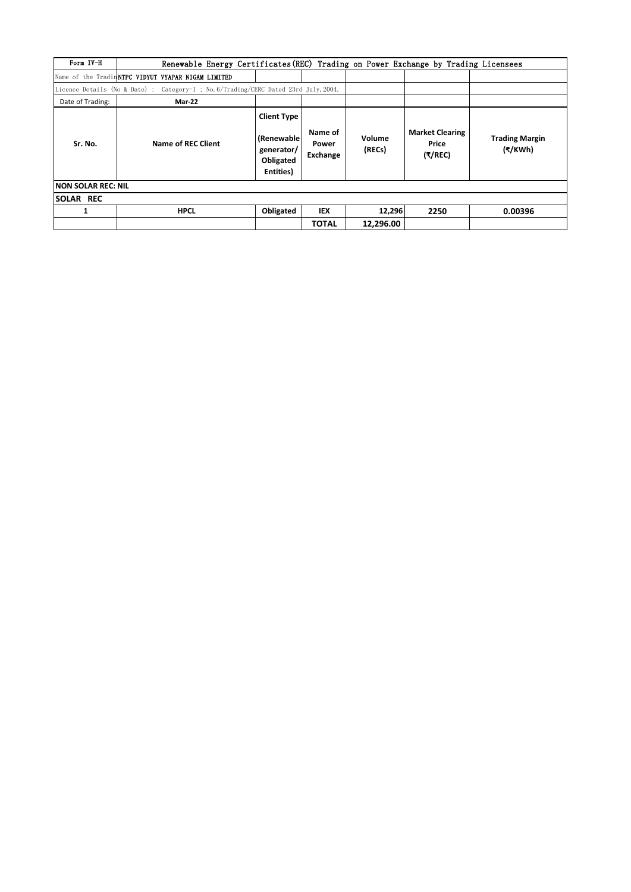| Form IV-H | Renewable Energy Certificates(REC) Trading on Power Exchange by Trading Licensees | | | | |
|---|---|---|---|---|---|
| Name of the Tradin NTPC VIDYUT VYAPAR NIGAM LIMITED | | | | | |
| Licence Details (No & Date) : Category-I ; No.6/Trading/CERC Dated 23rd July,2004. | | | | | |
| Date of Trading: | **Mar-22** | | | | |
| **Sr. No.** | **Name of REC Client** | **Client Type (Renewable generator/ Obligated Entities)** | **Name of Power Exchange** | **Volume (RECs)** | **Market Clearing Price (₹/REC)** | **Trading Margin (₹/KWh)** |
| **NON SOLAR REC: NIL** | | | | | | |
| **SOLAR REC** | | | | | | |
| **1** | **HPCL** | **Obligated** | **IEX** | **12,296** | **2250** | **0.00396** |
| | | | **TOTAL** | **12,296.00** | | |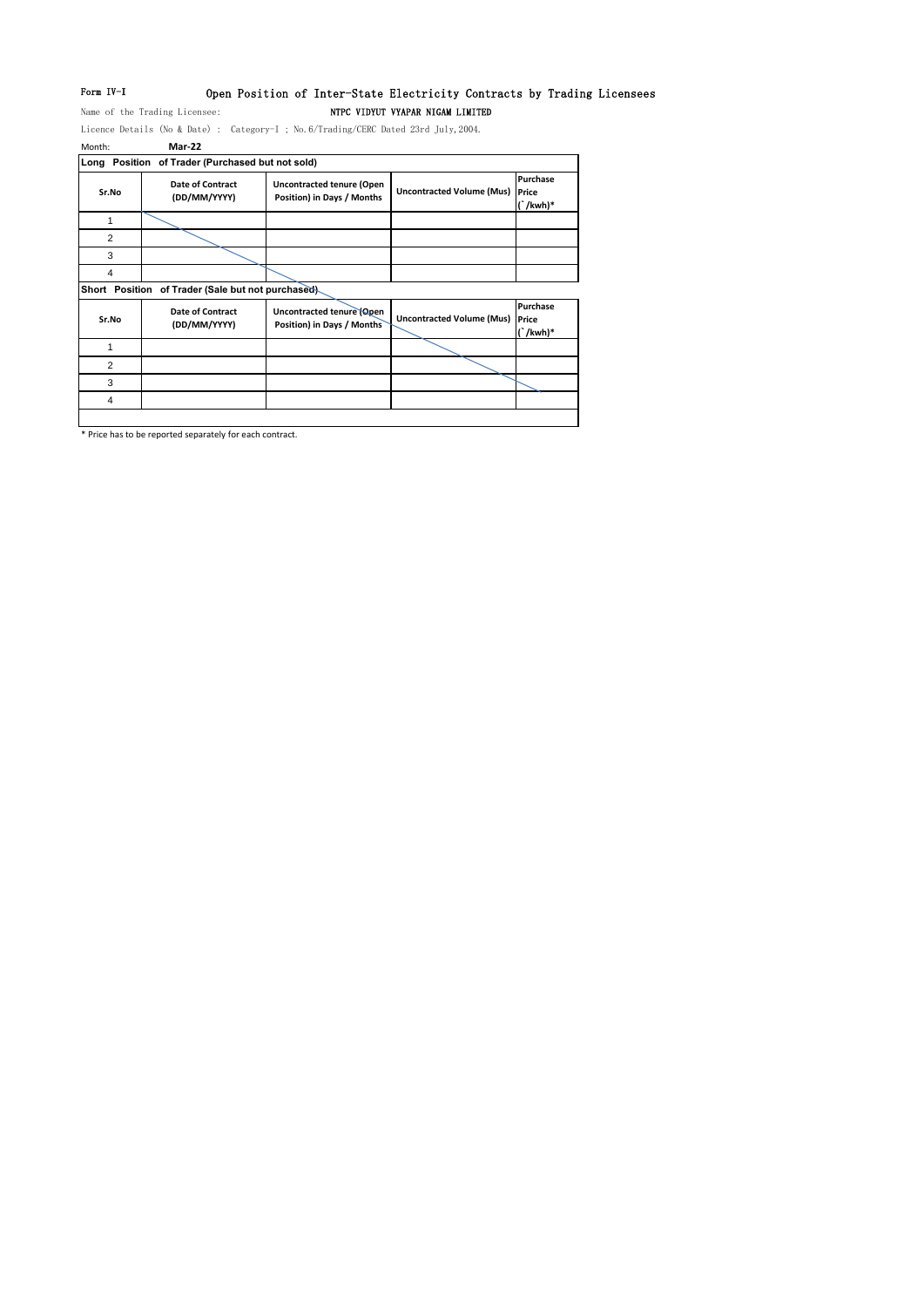Form IV-I

# Open Position of Inter-State Electricity Contracts by Trading Licensees

Name of the Trading Licensee: **NTPC VIDYUT VYAPAR NIGAM LIMITED**

Licence Details (No & Date) : Category-I ; No.6/Trading/CERC Dated 23rd July,2004.

Month: **Mar-22**

**Long Position of Trader (Purchased but not sold)**

| Sr.No | Date of Contract (DD/MM/YYYY) | Uncontracted tenure (Open Position) in Days / Months | Uncontracted Volume (Mus) | Purchase Price (`/kwh)* |
|---|---|---|---|---|
| 1 | | | | |
| 2 | | | | |
| 3 | | | | |
| 4 | | | | |

**Short Position of Trader (Sale but not purchased)**

| Sr.No | Date of Contract (DD/MM/YYYY) | Uncontracted tenure (Open Position) in Days / Months | Uncontracted Volume (Mus) | Purchase Price (`/kwh)* |
|---|---|---|---|---|
| 1 | | | | |
| 2 | | | | |
| 3 | | | | |
| 4 | | | | |

* Price has to be reported separately for each contract.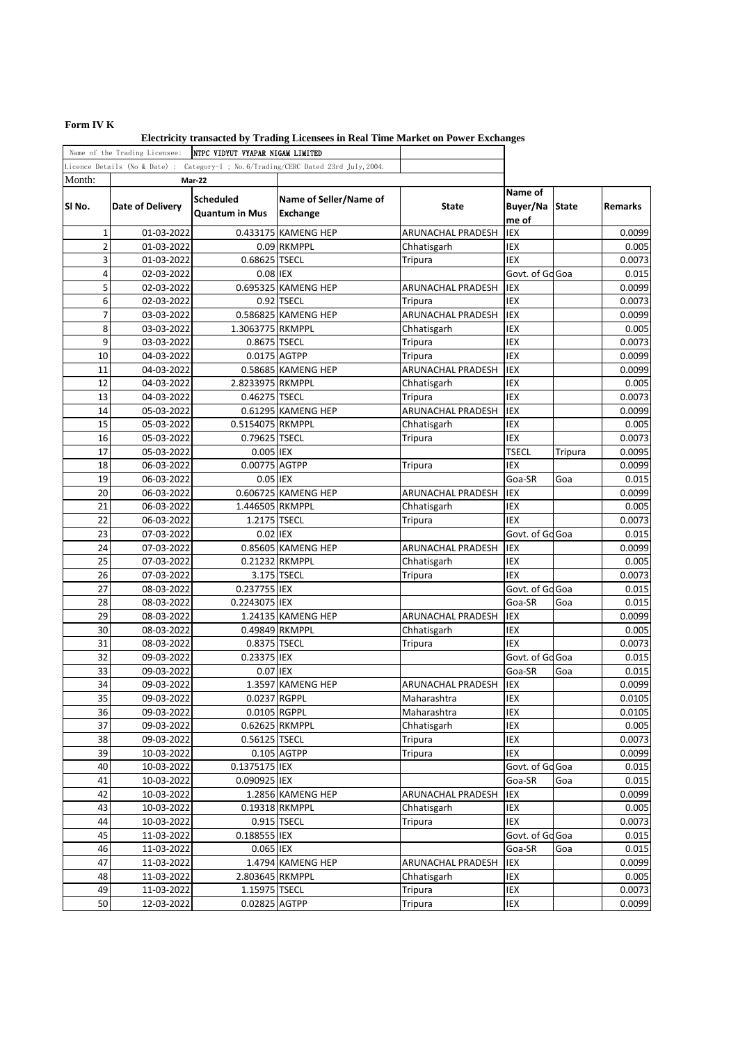**Form IV K**

**Electricity transacted by Trading Licensees in Real Time Market on Power Exchanges**

| Name of the Trading Licensee: | NTPC VIDYUT VYAPAR NIGAM LIMITED | | | | | | |
|---|---|---|---|---|---|---|---|
| Licence Details (No & Date) : | Category-I ; No.6/Trading/CERC Dated 23rd July,2004. | | | | | | |
| Month: | Mar-22 | | | | | | |
| Sl No. | Date of Delivery | Scheduled Quantum in Mus | Name of Seller/Name of Exchange | State | Name of Buyer/Name of | State | Remarks |
| 1 | 01-03-2022 | 0.433175 | KAMENG HEP | ARUNACHAL PRADESH | IEX | | 0.0099 |
| 2 | 01-03-2022 | 0.09 | RKMPPL | Chhatisgarh | IEX | | 0.005 |
| 3 | 01-03-2022 | 0.68625 | TSECL | Tripura | IEX | | 0.0073 |
| 4 | 02-03-2022 | 0.08 | IEX | | Govt. of Go | Goa | 0.015 |
| 5 | 02-03-2022 | 0.695325 | KAMENG HEP | ARUNACHAL PRADESH | IEX | | 0.0099 |
| 6 | 02-03-2022 | 0.92 | TSECL | Tripura | IEX | | 0.0073 |
| 7 | 03-03-2022 | 0.586825 | KAMENG HEP | ARUNACHAL PRADESH | IEX | | 0.0099 |
| 8 | 03-03-2022 | 1.3063775 | RKMPPL | Chhatisgarh | IEX | | 0.005 |
| 9 | 03-03-2022 | 0.8675 | TSECL | Tripura | IEX | | 0.0073 |
| 10 | 04-03-2022 | 0.0175 | AGTPP | Tripura | IEX | | 0.0099 |
| 11 | 04-03-2022 | 0.58685 | KAMENG HEP | ARUNACHAL PRADESH | IEX | | 0.0099 |
| 12 | 04-03-2022 | 2.8233975 | RKMPPL | Chhatisgarh | IEX | | 0.005 |
| 13 | 04-03-2022 | 0.46275 | TSECL | Tripura | IEX | | 0.0073 |
| 14 | 05-03-2022 | 0.61295 | KAMENG HEP | ARUNACHAL PRADESH | IEX | | 0.0099 |
| 15 | 05-03-2022 | 0.5154075 | RKMPPL | Chhatisgarh | IEX | | 0.005 |
| 16 | 05-03-2022 | 0.79625 | TSECL | Tripura | IEX | | 0.0073 |
| 17 | 05-03-2022 | 0.005 | IEX | | TSECL | Tripura | 0.0095 |
| 18 | 06-03-2022 | 0.00775 | AGTPP | Tripura | IEX | | 0.0099 |
| 19 | 06-03-2022 | 0.05 | IEX | | Goa-SR | Goa | 0.015 |
| 20 | 06-03-2022 | 0.606725 | KAMENG HEP | ARUNACHAL PRADESH | IEX | | 0.0099 |
| 21 | 06-03-2022 | 1.446505 | RKMPPL | Chhatisgarh | IEX | | 0.005 |
| 22 | 06-03-2022 | 1.2175 | TSECL | Tripura | IEX | | 0.0073 |
| 23 | 07-03-2022 | 0.02 | IEX | | Govt. of Go | Goa | 0.015 |
| 24 | 07-03-2022 | 0.85605 | KAMENG HEP | ARUNACHAL PRADESH | IEX | | 0.0099 |
| 25 | 07-03-2022 | 0.21232 | RKMPPL | Chhatisgarh | IEX | | 0.005 |
| 26 | 07-03-2022 | 3.175 | TSECL | Tripura | IEX | | 0.0073 |
| 27 | 08-03-2022 | 0.237755 | IEX | | Govt. of Go | Goa | 0.015 |
| 28 | 08-03-2022 | 0.2243075 | IEX | | Goa-SR | Goa | 0.015 |
| 29 | 08-03-2022 | 1.24135 | KAMENG HEP | ARUNACHAL PRADESH | IEX | | 0.0099 |
| 30 | 08-03-2022 | 0.49849 | RKMPPL | Chhatisgarh | IEX | | 0.005 |
| 31 | 08-03-2022 | 0.8375 | TSECL | Tripura | IEX | | 0.0073 |
| 32 | 09-03-2022 | 0.23375 | IEX | | Govt. of Go | Goa | 0.015 |
| 33 | 09-03-2022 | 0.07 | IEX | | Goa-SR | Goa | 0.015 |
| 34 | 09-03-2022 | 1.3597 | KAMENG HEP | ARUNACHAL PRADESH | IEX | | 0.0099 |
| 35 | 09-03-2022 | 0.0237 | RGPPL | Maharashtra | IEX | | 0.0105 |
| 36 | 09-03-2022 | 0.0105 | RGPPL | Maharashtra | IEX | | 0.0105 |
| 37 | 09-03-2022 | 0.62625 | RKMPPL | Chhatisgarh | IEX | | 0.005 |
| 38 | 09-03-2022 | 0.56125 | TSECL | Tripura | IEX | | 0.0073 |
| 39 | 10-03-2022 | 0.105 | AGTPP | Tripura | IEX | | 0.0099 |
| 40 | 10-03-2022 | 0.1375175 | IEX | | Govt. of Go | Goa | 0.015 |
| 41 | 10-03-2022 | 0.090925 | IEX | | Goa-SR | Goa | 0.015 |
| 42 | 10-03-2022 | 1.2856 | KAMENG HEP | ARUNACHAL PRADESH | IEX | | 0.0099 |
| 43 | 10-03-2022 | 0.19318 | RKMPPL | Chhatisgarh | IEX | | 0.005 |
| 44 | 10-03-2022 | 0.915 | TSECL | Tripura | IEX | | 0.0073 |
| 45 | 11-03-2022 | 0.188555 | IEX | | Govt. of Go | Goa | 0.015 |
| 46 | 11-03-2022 | 0.065 | IEX | | Goa-SR | Goa | 0.015 |
| 47 | 11-03-2022 | 1.4794 | KAMENG HEP | ARUNACHAL PRADESH | IEX | | 0.0099 |
| 48 | 11-03-2022 | 2.803645 | RKMPPL | Chhatisgarh | IEX | | 0.005 |
| 49 | 11-03-2022 | 1.15975 | TSECL | Tripura | IEX | | 0.0073 |
| 50 | 12-03-2022 | 0.02825 | AGTPP | Tripura | IEX | | 0.0099 |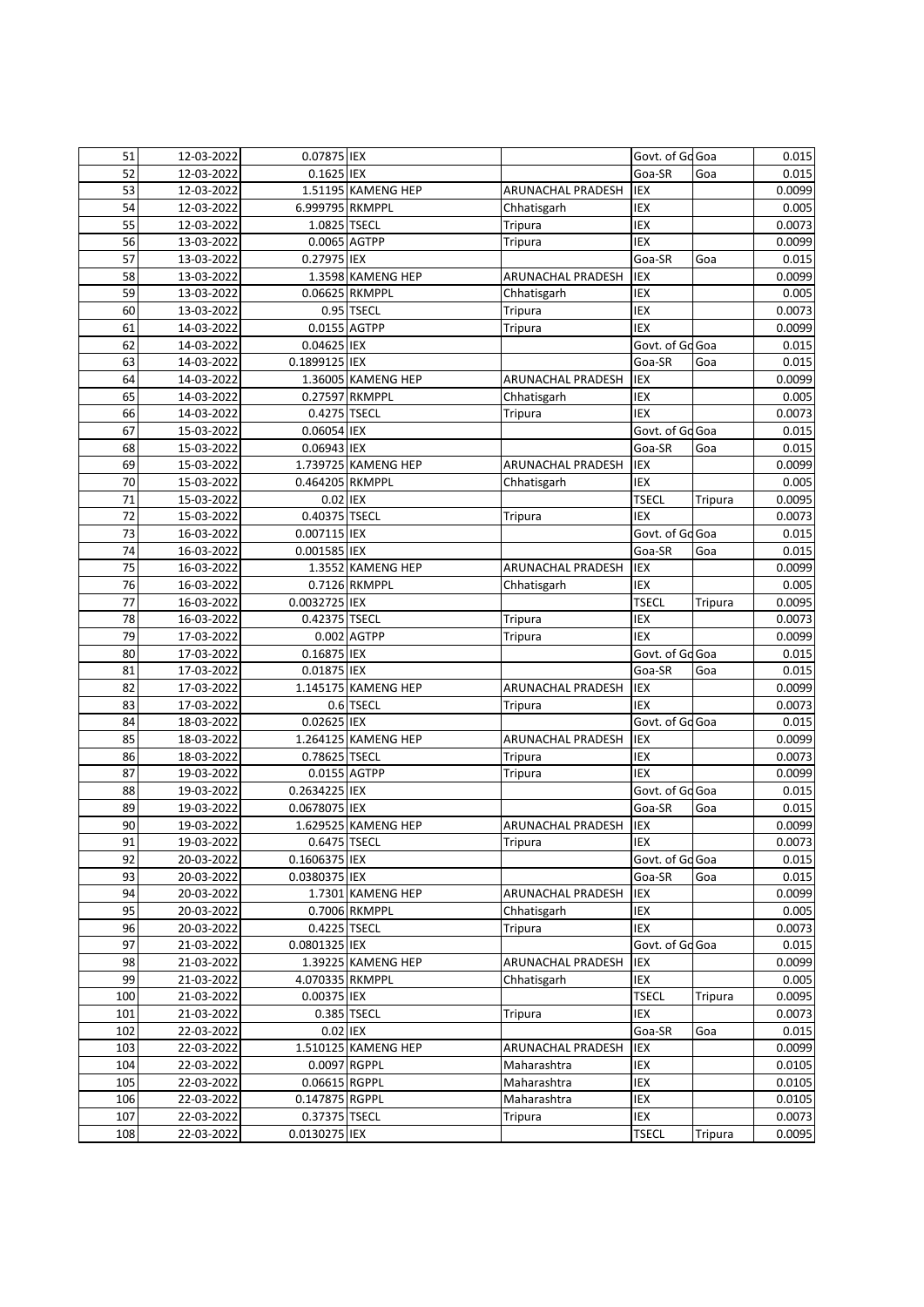| 51 | 12-03-2022 | 0.07875 | IEX | | Govt. of Go | Goa | 0.015 |
|---|---|---|---|---|---|---|---|
| 52 | 12-03-2022 | 0.1625 | IEX | | Goa-SR | Goa | 0.015 |
| 53 | 12-03-2022 | 1.51195 | KAMENG HEP | ARUNACHAL PRADESH | IEX | | 0.0099 |
| 54 | 12-03-2022 | 6.999795 | RKMPPL | Chhatisgarh | IEX | | 0.005 |
| 55 | 12-03-2022 | 1.0825 | TSECL | Tripura | IEX | | 0.0073 |
| 56 | 13-03-2022 | 0.0065 | AGTPP | Tripura | IEX | | 0.0099 |
| 57 | 13-03-2022 | 0.27975 | IEX | | Goa-SR | Goa | 0.015 |
| 58 | 13-03-2022 | 1.3598 | KAMENG HEP | ARUNACHAL PRADESH | IEX | | 0.0099 |
| 59 | 13-03-2022 | 0.06625 | RKMPPL | Chhatisgarh | IEX | | 0.005 |
| 60 | 13-03-2022 | 0.95 | TSECL | Tripura | IEX | | 0.0073 |
| 61 | 14-03-2022 | 0.0155 | AGTPP | Tripura | IEX | | 0.0099 |
| 62 | 14-03-2022 | 0.04625 | IEX | | Govt. of Go | Goa | 0.015 |
| 63 | 14-03-2022 | 0.1899125 | IEX | | Goa-SR | Goa | 0.015 |
| 64 | 14-03-2022 | 1.36005 | KAMENG HEP | ARUNACHAL PRADESH | IEX | | 0.0099 |
| 65 | 14-03-2022 | 0.27597 | RKMPPL | Chhatisgarh | IEX | | 0.005 |
| 66 | 14-03-2022 | 0.4275 | TSECL | Tripura | IEX | | 0.0073 |
| 67 | 15-03-2022 | 0.06054 | IEX | | Govt. of Go | Goa | 0.015 |
| 68 | 15-03-2022 | 0.06943 | IEX | | Goa-SR | Goa | 0.015 |
| 69 | 15-03-2022 | 1.739725 | KAMENG HEP | ARUNACHAL PRADESH | IEX | | 0.0099 |
| 70 | 15-03-2022 | 0.464205 | RKMPPL | Chhatisgarh | IEX | | 0.005 |
| 71 | 15-03-2022 | 0.02 | IEX | | TSECL | Tripura | 0.0095 |
| 72 | 15-03-2022 | 0.40375 | TSECL | Tripura | IEX | | 0.0073 |
| 73 | 16-03-2022 | 0.007115 | IEX | | Govt. of Go | Goa | 0.015 |
| 74 | 16-03-2022 | 0.001585 | IEX | | Goa-SR | Goa | 0.015 |
| 75 | 16-03-2022 | 1.3552 | KAMENG HEP | ARUNACHAL PRADESH | IEX | | 0.0099 |
| 76 | 16-03-2022 | 0.7126 | RKMPPL | Chhatisgarh | IEX | | 0.005 |
| 77 | 16-03-2022 | 0.0032725 | IEX | | TSECL | Tripura | 0.0095 |
| 78 | 16-03-2022 | 0.42375 | TSECL | Tripura | IEX | | 0.0073 |
| 79 | 17-03-2022 | 0.002 | AGTPP | Tripura | IEX | | 0.0099 |
| 80 | 17-03-2022 | 0.16875 | IEX | | Govt. of Go | Goa | 0.015 |
| 81 | 17-03-2022 | 0.01875 | IEX | | Goa-SR | Goa | 0.015 |
| 82 | 17-03-2022 | 1.145175 | KAMENG HEP | ARUNACHAL PRADESH | IEX | | 0.0099 |
| 83 | 17-03-2022 | 0.6 | TSECL | Tripura | IEX | | 0.0073 |
| 84 | 18-03-2022 | 0.02625 | IEX | | Govt. of Go | Goa | 0.015 |
| 85 | 18-03-2022 | 1.264125 | KAMENG HEP | ARUNACHAL PRADESH | IEX | | 0.0099 |
| 86 | 18-03-2022 | 0.78625 | TSECL | Tripura | IEX | | 0.0073 |
| 87 | 19-03-2022 | 0.0155 | AGTPP | Tripura | IEX | | 0.0099 |
| 88 | 19-03-2022 | 0.2634225 | IEX | | Govt. of Go | Goa | 0.015 |
| 89 | 19-03-2022 | 0.0678075 | IEX | | Goa-SR | Goa | 0.015 |
| 90 | 19-03-2022 | 1.629525 | KAMENG HEP | ARUNACHAL PRADESH | IEX | | 0.0099 |
| 91 | 19-03-2022 | 0.6475 | TSECL | Tripura | IEX | | 0.0073 |
| 92 | 20-03-2022 | 0.1606375 | IEX | | Govt. of Go | Goa | 0.015 |
| 93 | 20-03-2022 | 0.0380375 | IEX | | Goa-SR | Goa | 0.015 |
| 94 | 20-03-2022 | 1.7301 | KAMENG HEP | ARUNACHAL PRADESH | IEX | | 0.0099 |
| 95 | 20-03-2022 | 0.7006 | RKMPPL | Chhatisgarh | IEX | | 0.005 |
| 96 | 20-03-2022 | 0.4225 | TSECL | Tripura | IEX | | 0.0073 |
| 97 | 21-03-2022 | 0.0801325 | IEX | | Govt. of Go | Goa | 0.015 |
| 98 | 21-03-2022 | 1.39225 | KAMENG HEP | ARUNACHAL PRADESH | IEX | | 0.0099 |
| 99 | 21-03-2022 | 4.070335 | RKMPPL | Chhatisgarh | IEX | | 0.005 |
| 100 | 21-03-2022 | 0.00375 | IEX | | TSECL | Tripura | 0.0095 |
| 101 | 21-03-2022 | 0.385 | TSECL | Tripura | IEX | | 0.0073 |
| 102 | 22-03-2022 | 0.02 | IEX | | Goa-SR | Goa | 0.015 |
| 103 | 22-03-2022 | 1.510125 | KAMENG HEP | ARUNACHAL PRADESH | IEX | | 0.0099 |
| 104 | 22-03-2022 | 0.0097 | RGPPL | Maharashtra | IEX | | 0.0105 |
| 105 | 22-03-2022 | 0.06615 | RGPPL | Maharashtra | IEX | | 0.0105 |
| 106 | 22-03-2022 | 0.147875 | RGPPL | Maharashtra | IEX | | 0.0105 |
| 107 | 22-03-2022 | 0.37375 | TSECL | Tripura | IEX | | 0.0073 |
| 108 | 22-03-2022 | 0.0130275 | IEX | | TSECL | Tripura | 0.0095 |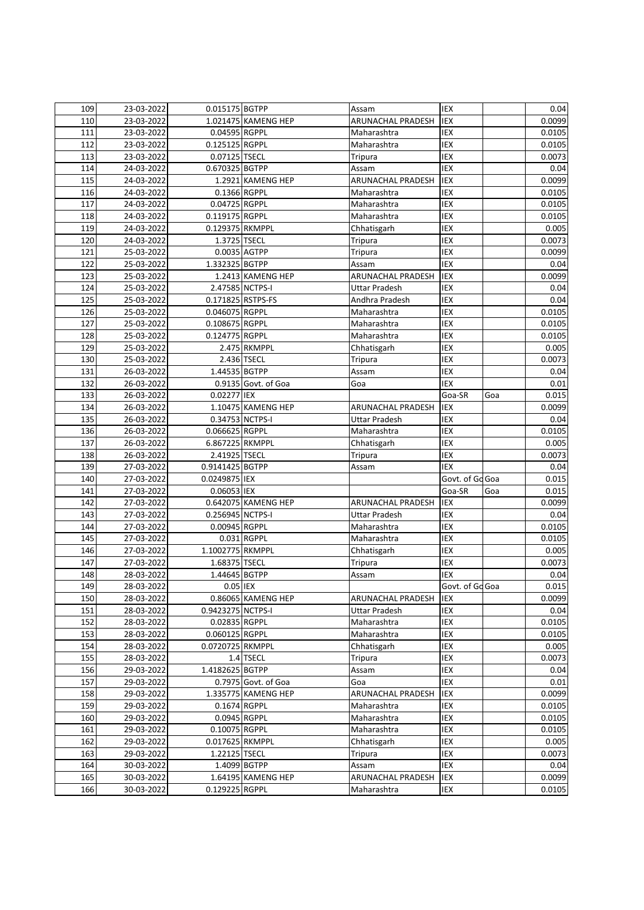| | | | | | | | |
|---|---|---|---|---|---|---|---|
| 109 | 23-03-2022 | 0.015175 | BGTPP | Assam | IEX | | 0.04 |
| 110 | 23-03-2022 | 1.021475 | KAMENG HEP | ARUNACHAL PRADESH | IEX | | 0.0099 |
| 111 | 23-03-2022 | 0.04595 | RGPPL | Maharashtra | IEX | | 0.0105 |
| 112 | 23-03-2022 | 0.125125 | RGPPL | Maharashtra | IEX | | 0.0105 |
| 113 | 23-03-2022 | 0.07125 | TSECL | Tripura | IEX | | 0.0073 |
| 114 | 24-03-2022 | 0.670325 | BGTPP | Assam | IEX | | 0.04 |
| 115 | 24-03-2022 | 1.2921 | KAMENG HEP | ARUNACHAL PRADESH | IEX | | 0.0099 |
| 116 | 24-03-2022 | 0.1366 | RGPPL | Maharashtra | IEX | | 0.0105 |
| 117 | 24-03-2022 | 0.04725 | RGPPL | Maharashtra | IEX | | 0.0105 |
| 118 | 24-03-2022 | 0.119175 | RGPPL | Maharashtra | IEX | | 0.0105 |
| 119 | 24-03-2022 | 0.129375 | RKMPPL | Chhatisgarh | IEX | | 0.005 |
| 120 | 24-03-2022 | 1.3725 | TSECL | Tripura | IEX | | 0.0073 |
| 121 | 25-03-2022 | 0.0035 | AGTPP | Tripura | IEX | | 0.0099 |
| 122 | 25-03-2022 | 1.332325 | BGTPP | Assam | IEX | | 0.04 |
| 123 | 25-03-2022 | 1.2413 | KAMENG HEP | ARUNACHAL PRADESH | IEX | | 0.0099 |
| 124 | 25-03-2022 | 2.47585 | NCTPS-I | Uttar Pradesh | IEX | | 0.04 |
| 125 | 25-03-2022 | 0.171825 | RSTPS-FS | Andhra Pradesh | IEX | | 0.04 |
| 126 | 25-03-2022 | 0.046075 | RGPPL | Maharashtra | IEX | | 0.0105 |
| 127 | 25-03-2022 | 0.108675 | RGPPL | Maharashtra | IEX | | 0.0105 |
| 128 | 25-03-2022 | 0.124775 | RGPPL | Maharashtra | IEX | | 0.0105 |
| 129 | 25-03-2022 | 2.475 | RKMPPL | Chhatisgarh | IEX | | 0.005 |
| 130 | 25-03-2022 | 2.436 | TSECL | Tripura | IEX | | 0.0073 |
| 131 | 26-03-2022 | 1.44535 | BGTPP | Assam | IEX | | 0.04 |
| 132 | 26-03-2022 | 0.9135 | Govt. of Goa | Goa | IEX | | 0.01 |
| 133 | 26-03-2022 | 0.02277 | IEX | | Goa-SR | Goa | 0.015 |
| 134 | 26-03-2022 | 1.10475 | KAMENG HEP | ARUNACHAL PRADESH | IEX | | 0.0099 |
| 135 | 26-03-2022 | 0.34753 | NCTPS-I | Uttar Pradesh | IEX | | 0.04 |
| 136 | 26-03-2022 | 0.066625 | RGPPL | Maharashtra | IEX | | 0.0105 |
| 137 | 26-03-2022 | 6.867225 | RKMPPL | Chhatisgarh | IEX | | 0.005 |
| 138 | 26-03-2022 | 2.41925 | TSECL | Tripura | IEX | | 0.0073 |
| 139 | 27-03-2022 | 0.9141425 | BGTPP | Assam | IEX | | 0.04 |
| 140 | 27-03-2022 | 0.0249875 | IEX | | Govt. of Go | Goa | 0.015 |
| 141 | 27-03-2022 | 0.06053 | IEX | | Goa-SR | Goa | 0.015 |
| 142 | 27-03-2022 | 0.642075 | KAMENG HEP | ARUNACHAL PRADESH | IEX | | 0.0099 |
| 143 | 27-03-2022 | 0.256945 | NCTPS-I | Uttar Pradesh | IEX | | 0.04 |
| 144 | 27-03-2022 | 0.00945 | RGPPL | Maharashtra | IEX | | 0.0105 |
| 145 | 27-03-2022 | 0.031 | RGPPL | Maharashtra | IEX | | 0.0105 |
| 146 | 27-03-2022 | 1.1002775 | RKMPPL | Chhatisgarh | IEX | | 0.005 |
| 147 | 27-03-2022 | 1.68375 | TSECL | Tripura | IEX | | 0.0073 |
| 148 | 28-03-2022 | 1.44645 | BGTPP | Assam | IEX | | 0.04 |
| 149 | 28-03-2022 | 0.05 | IEX | | Govt. of Go | Goa | 0.015 |
| 150 | 28-03-2022 | 0.86065 | KAMENG HEP | ARUNACHAL PRADESH | IEX | | 0.0099 |
| 151 | 28-03-2022 | 0.9423275 | NCTPS-I | Uttar Pradesh | IEX | | 0.04 |
| 152 | 28-03-2022 | 0.02835 | RGPPL | Maharashtra | IEX | | 0.0105 |
| 153 | 28-03-2022 | 0.060125 | RGPPL | Maharashtra | IEX | | 0.0105 |
| 154 | 28-03-2022 | 0.0720725 | RKMPPL | Chhatisgarh | IEX | | 0.005 |
| 155 | 28-03-2022 | 1.4 | TSECL | Tripura | IEX | | 0.0073 |
| 156 | 29-03-2022 | 1.4182625 | BGTPP | Assam | IEX | | 0.04 |
| 157 | 29-03-2022 | 0.7975 | Govt. of Goa | Goa | IEX | | 0.01 |
| 158 | 29-03-2022 | 1.335775 | KAMENG HEP | ARUNACHAL PRADESH | IEX | | 0.0099 |
| 159 | 29-03-2022 | 0.1674 | RGPPL | Maharashtra | IEX | | 0.0105 |
| 160 | 29-03-2022 | 0.0945 | RGPPL | Maharashtra | IEX | | 0.0105 |
| 161 | 29-03-2022 | 0.10075 | RGPPL | Maharashtra | IEX | | 0.0105 |
| 162 | 29-03-2022 | 0.017625 | RKMPPL | Chhatisgarh | IEX | | 0.005 |
| 163 | 29-03-2022 | 1.22125 | TSECL | Tripura | IEX | | 0.0073 |
| 164 | 30-03-2022 | 1.4099 | BGTPP | Assam | IEX | | 0.04 |
| 165 | 30-03-2022 | 1.64195 | KAMENG HEP | ARUNACHAL PRADESH | IEX | | 0.0099 |
| 166 | 30-03-2022 | 0.129225 | RGPPL | Maharashtra | IEX | | 0.0105 |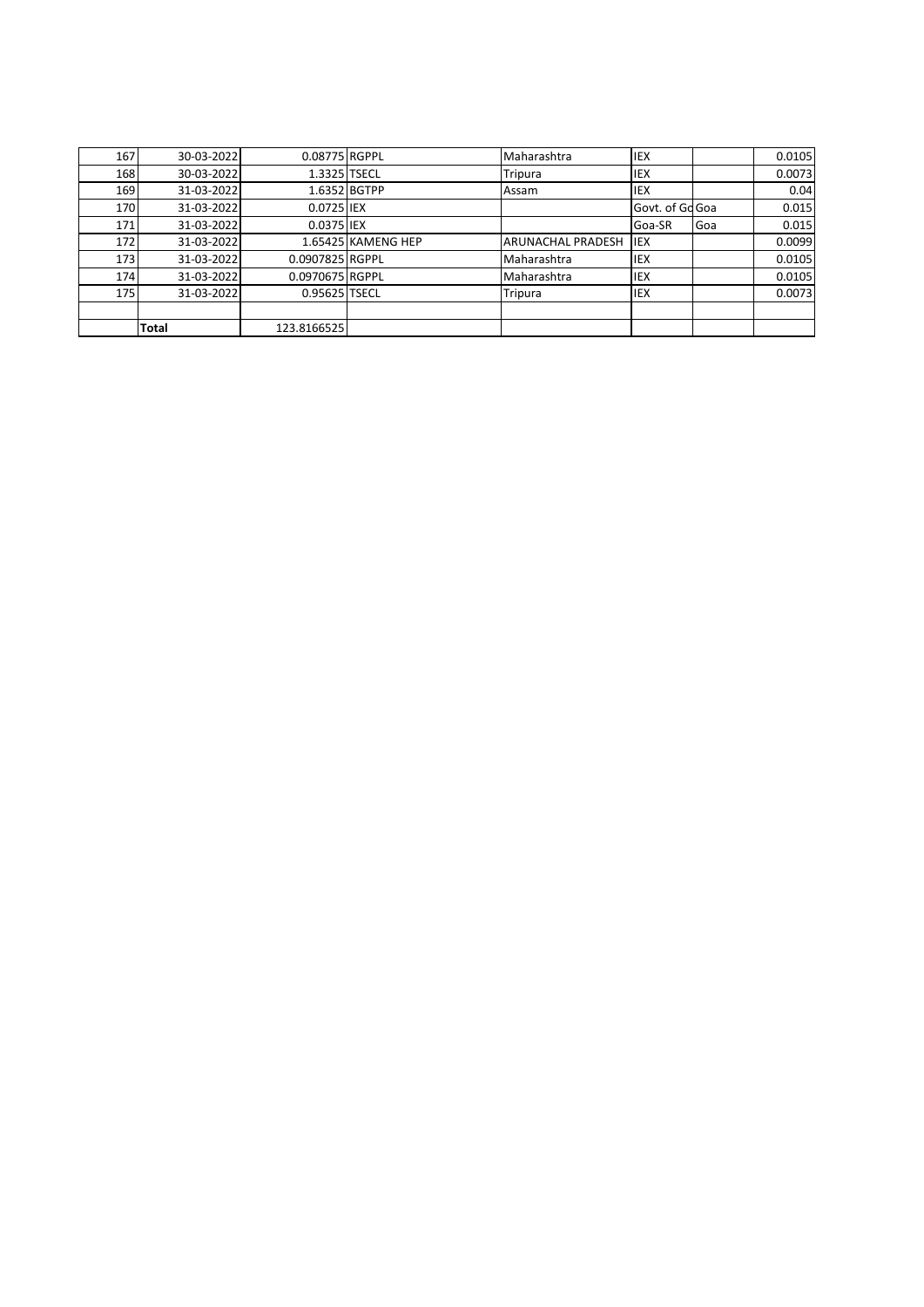| | | | | | | | |
|---|---|---|---|---|---|---|---|
| 167 | 30-03-2022 | 0.08775 | RGPPL | Maharashtra | IEX | | 0.0105 |
| 168 | 30-03-2022 | 1.3325 | TSECL | Tripura | IEX | | 0.0073 |
| 169 | 31-03-2022 | 1.6352 | BGTPP | Assam | IEX | | 0.04 |
| 170 | 31-03-2022 | 0.0725 | IEX | | Govt. of Go | Goa | 0.015 |
| 171 | 31-03-2022 | 0.0375 | IEX | | Goa-SR | Goa | 0.015 |
| 172 | 31-03-2022 | 1.65425 | KAMENG HEP | ARUNACHAL PRADESH | IEX | | 0.0099 |
| 173 | 31-03-2022 | 0.0907825 | RGPPL | Maharashtra | IEX | | 0.0105 |
| 174 | 31-03-2022 | 0.0970675 | RGPPL | Maharashtra | IEX | | 0.0105 |
| 175 | 31-03-2022 | 0.95625 | TSECL | Tripura | IEX | | 0.0073 |
| | | | | | | | |
| | **Total** | 123.8166525 | | | | | |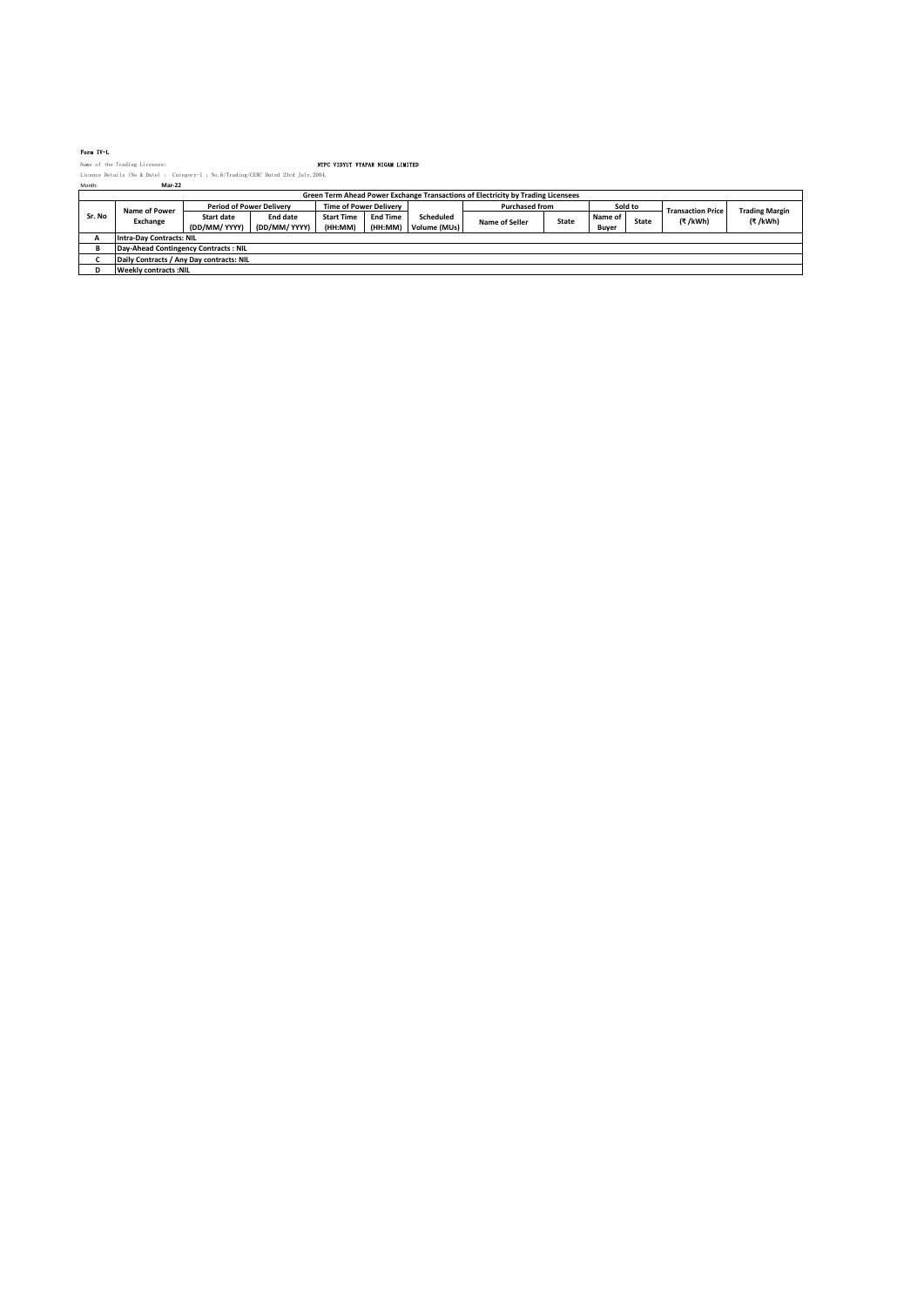Form IV-L

Name of the Trading Licensee: NTPC VIDYUT VYAPAR NIGAM LIMITED

Licence Details (No & Date) : Category-I ; No.6/Trading/CERC Dated 23rd July,2004.

Month: Mar-22

| Green Term Ahead Power Exchange Transactions of Electricity by Trading Licensees | | | | | | | | | | | | |
|---|---|---|---|---|---|---|---|---|---|---|---|---|
| Sr. No | Name of Power Exchange | Period of Power Delivery | | Time of Power Delivery | | Scheduled Volume (MUs) | Purchased from | | Sold to | | Transaction Price (₹ /kWh) | Trading Margin (₹ /kWh) |
| | | Start date (DD/MM/ YYYY) | End date (DD/MM/ YYYY) | Start Time (HH:MM) | End Time (HH:MM) | | Name of Seller | State | Name of Buyer | State | | |
| A | Intra-Day Contracts: NIL | | | | | | | | | | | |
| B | Day-Ahead Contingency Contracts : NIL | | | | | | | | | | | |
| C | Daily Contracts / Any Day contracts: NIL | | | | | | | | | | | |
| D | Weekly contracts :NIL | | | | | | | | | | | |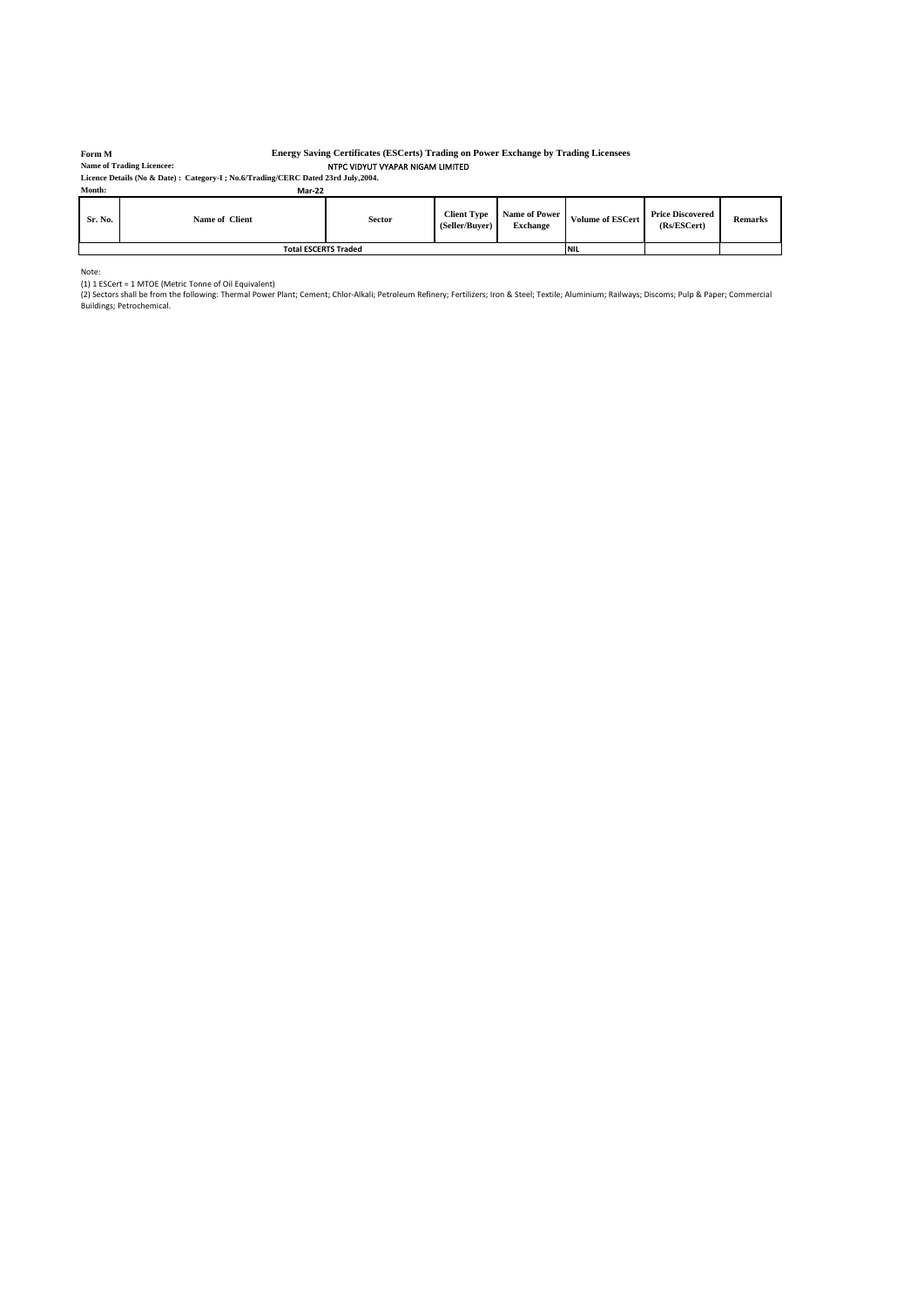**Form M** **Energy Saving Certificates (ESCerts) Trading on Power Exchange by Trading Licensees**

**Name of Trading Licencee:** NTPC VIDYUT VYAPAR NIGAM LIMITED

**Licence Details (No & Date) : Category-I ; No.6/Trading/CERC Dated 23rd July,2004.**

**Month:** Mar-22

| Sr. No. | Name of Client | Sector | Client Type (Seller/Buyer) | Name of Power Exchange | Volume of ESCert | Price Discovered (Rs/ESCert) | Remarks |
|---|---|---|---|---|---|---|---|
| Total ESCERTS Traded | | | | | NIL | | |

Note:

(1) 1 ESCert = 1 MTOE (Metric Tonne of Oil Equivalent)

(2) Sectors shall be from the following: Thermal Power Plant; Cement; Chlor-Alkali; Petroleum Refinery; Fertilizers; Iron & Steel; Textile; Aluminium; Railways; Discoms; Pulp & Paper; Commercial Buildings; Petrochemical.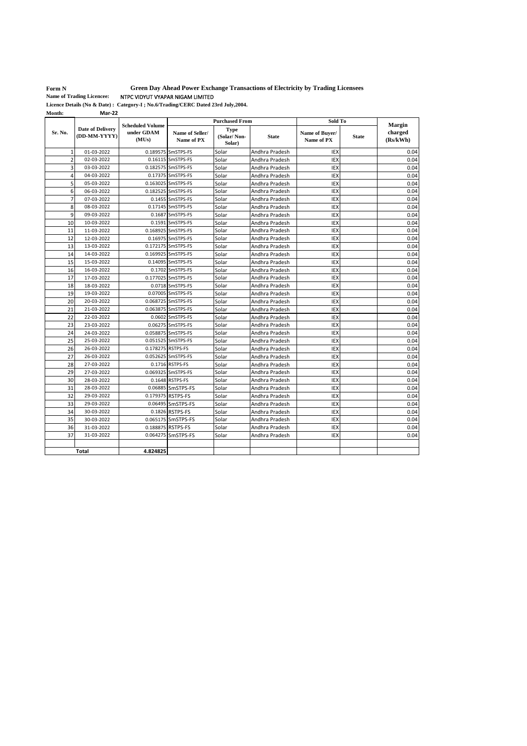**Form N** **Green Day Ahead Power Exchange Transactions of Electricity by Trading Licensees**

**Name of Trading Licencee:** NTPC VIDYUT VYAPAR NIGAM LIMITED

**Licence Details (No & Date) : Category-I ; No.6/Trading/CERC Dated 23rd July,2004.**

**Month:** **Mar-22**

| Sr. No. | Date of Delivery (DD-MM-YYYY) | Scheduled Volume under GDAM (MUs) | Purchased From | | | Sold To | | Margin charged (Rs/kWh) |
|---|---|---|---|---|---|---|---|---|
| | | | Name of Seller/ Name of PX | Type (Solar/ Non-Solar) | State | Name of Buyer/ Name of PX | State | |
| 1 | 01-03-2022 | 0.189575 | SmSTPS-FS | Solar | Andhra Pradesh | IEX | | 0.04 |
| 2 | 02-03-2022 | 0.16115 | SmSTPS-FS | Solar | Andhra Pradesh | IEX | | 0.04 |
| 3 | 03-03-2022 | 0.182575 | SmSTPS-FS | Solar | Andhra Pradesh | IEX | | 0.04 |
| 4 | 04-03-2022 | 0.17375 | SmSTPS-FS | Solar | Andhra Pradesh | IEX | | 0.04 |
| 5 | 05-03-2022 | 0.163025 | SmSTPS-FS | Solar | Andhra Pradesh | IEX | | 0.04 |
| 6 | 06-03-2022 | 0.182525 | SmSTPS-FS | Solar | Andhra Pradesh | IEX | | 0.04 |
| 7 | 07-03-2022 | 0.1455 | SmSTPS-FS | Solar | Andhra Pradesh | IEX | | 0.04 |
| 8 | 08-03-2022 | 0.17145 | SmSTPS-FS | Solar | Andhra Pradesh | IEX | | 0.04 |
| 9 | 09-03-2022 | 0.1687 | SmSTPS-FS | Solar | Andhra Pradesh | IEX | | 0.04 |
| 10 | 10-03-2022 | 0.1591 | SmSTPS-FS | Solar | Andhra Pradesh | IEX | | 0.04 |
| 11 | 11-03-2022 | 0.168925 | SmSTPS-FS | Solar | Andhra Pradesh | IEX | | 0.04 |
| 12 | 12-03-2022 | 0.16975 | SmSTPS-FS | Solar | Andhra Pradesh | IEX | | 0.04 |
| 13 | 13-03-2022 | 0.172175 | SmSTPS-FS | Solar | Andhra Pradesh | IEX | | 0.04 |
| 14 | 14-03-2022 | 0.169925 | SmSTPS-FS | Solar | Andhra Pradesh | IEX | | 0.04 |
| 15 | 15-03-2022 | 0.14095 | SmSTPS-FS | Solar | Andhra Pradesh | IEX | | 0.04 |
| 16 | 16-03-2022 | 0.1702 | SmSTPS-FS | Solar | Andhra Pradesh | IEX | | 0.04 |
| 17 | 17-03-2022 | 0.177025 | SmSTPS-FS | Solar | Andhra Pradesh | IEX | | 0.04 |
| 18 | 18-03-2022 | 0.0718 | SmSTPS-FS | Solar | Andhra Pradesh | IEX | | 0.04 |
| 19 | 19-03-2022 | 0.07005 | SmSTPS-FS | Solar | Andhra Pradesh | IEX | | 0.04 |
| 20 | 20-03-2022 | 0.068725 | SmSTPS-FS | Solar | Andhra Pradesh | IEX | | 0.04 |
| 21 | 21-03-2022 | 0.063875 | SmSTPS-FS | Solar | Andhra Pradesh | IEX | | 0.04 |
| 22 | 22-03-2022 | 0.0602 | SmSTPS-FS | Solar | Andhra Pradesh | IEX | | 0.04 |
| 23 | 23-03-2022 | 0.06275 | SmSTPS-FS | Solar | Andhra Pradesh | IEX | | 0.04 |
| 24 | 24-03-2022 | 0.058875 | SmSTPS-FS | Solar | Andhra Pradesh | IEX | | 0.04 |
| 25 | 25-03-2022 | 0.051525 | SmSTPS-FS | Solar | Andhra Pradesh | IEX | | 0.04 |
| 26 | 26-03-2022 | 0.178275 | RSTPS-FS | Solar | Andhra Pradesh | IEX | | 0.04 |
| 27 | 26-03-2022 | 0.052625 | SmSTPS-FS | Solar | Andhra Pradesh | IEX | | 0.04 |
| 28 | 27-03-2022 | 0.1716 | RSTPS-FS | Solar | Andhra Pradesh | IEX | | 0.04 |
| 29 | 27-03-2022 | 0.069325 | SmSTPS-FS | Solar | Andhra Pradesh | IEX | | 0.04 |
| 30 | 28-03-2022 | 0.1648 | RSTPS-FS | Solar | Andhra Pradesh | IEX | | 0.04 |
| 31 | 28-03-2022 | 0.06885 | SmSTPS-FS | Solar | Andhra Pradesh | IEX | | 0.04 |
| 32 | 29-03-2022 | 0.179375 | RSTPS-FS | Solar | Andhra Pradesh | IEX | | 0.04 |
| 33 | 29-03-2022 | 0.06495 | SmSTPS-FS | Solar | Andhra Pradesh | IEX | | 0.04 |
| 34 | 30-03-2022 | 0.1826 | RSTPS-FS | Solar | Andhra Pradesh | IEX | | 0.04 |
| 35 | 30-03-2022 | 0.065175 | SmSTPS-FS | Solar | Andhra Pradesh | IEX | | 0.04 |
| 36 | 31-03-2022 | 0.188875 | RSTPS-FS | Solar | Andhra Pradesh | IEX | | 0.04 |
| 37 | 31-03-2022 | 0.064275 | SmSTPS-FS | Solar | Andhra Pradesh | IEX | | 0.04 |
| | | | | | | | | |
| **Total** | | **4.824825** | | | | | | |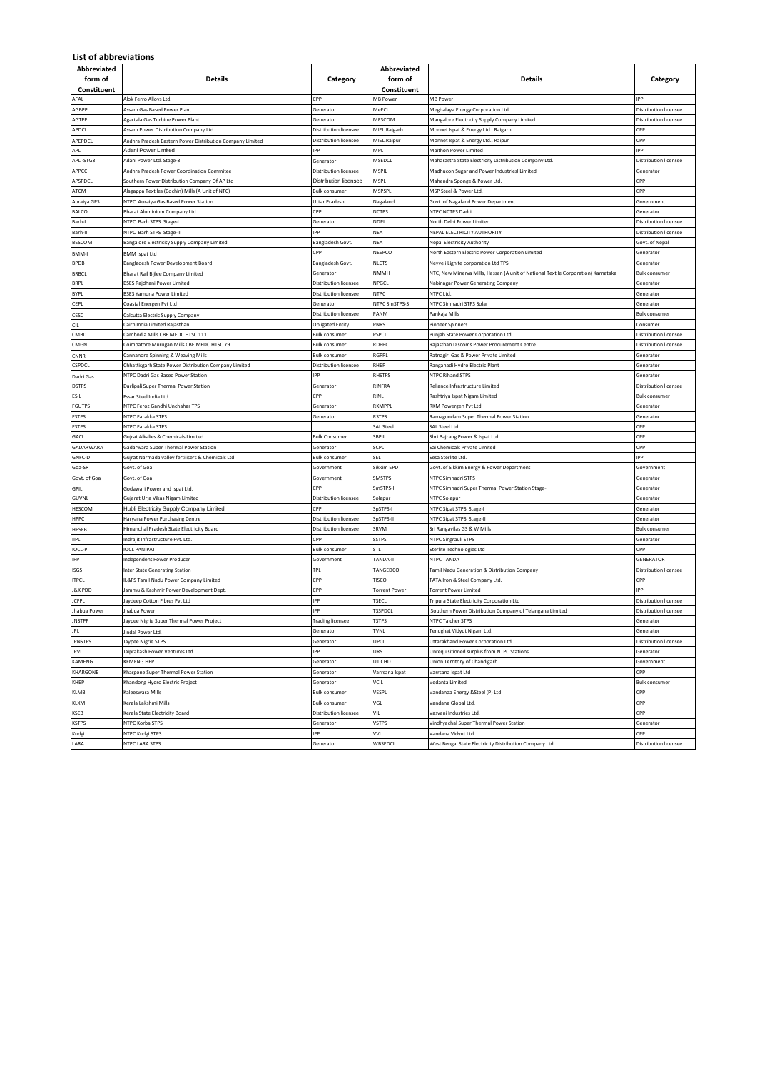## List of abbreviations

| Abbreviated form of Constituent | Details | Category | Abbreviated form of Constituent | Details | Category |
|---|---|---|---|---|---|
| AFAL | Alok Ferro Alloys Ltd. | CPP | MB Power | MB Power | IPP |
| AGBPP | Assam Gas Based Power Plant | Generator | MeECL | Meghalaya Energy Corporation Ltd. | Distribution licensee |
| AGTPP | Agartala Gas Turbine Power Plant | Generator | MESCOM | Mangalore Electricity Supply Company Limited | Distribution licensee |
| APDCL | Assam Power Distribution Company Ltd. | Distribution licensee | MIEL,Raigarh | Monnet Ispat & Energy Ltd., Raigarh | CPP |
| APEPDCL | Andhra Pradesh Eastern Power Distribution Company Limited | Distribution licensee | MIEL,Raipur | Monnet Ispat & Energy Ltd., Raipur | CPP |
| APL | Adani Power Limited | IPP | MPL | Maithon Power Limited | IPP |
| APL -STG3 | Adani Power Ltd. Stage-3 | Generator | MSEDCL | Maharastra State Electricity Distribution Company Ltd. | Distribution licensee |
| APPCC | Andhra Pradesh Power Coordination Commitee | Distribution licensee | MSPIL | Madhucon Sugar and Power Industriesl Limited | Generator |
| APSPDCL | Southern Power Distribution Company Of AP Ltd | Distribution licensee | MSPL | Mahendra Sponge & Power Ltd. | CPP |
| ATCM | Alagappa Textiles (Cochin) Mills (A Unit of NTC) | Bulk consumer | MSPSPL | MSP Steel & Power Ltd. | CPP |
| Auraiya GPS | NTPC Auraiya Gas Based Power Station | Uttar Pradesh | Nagaland | Govt. of Nagaland Power Department | Government |
| BALCO | Bharat Aluminium Company Ltd. | CPP | NCTPS | NTPC NCTPS Dadri | Generator |
| Barh-I | NTPC Barh STPS Stage-I | Generator | NDPL | North Delhi Power Limited | Distribution licensee |
| Barh-II | NTPC Barh STPS Stage-II | IPP | NEA | NEPAL ELECTRICITY AUTHORITY | Distribution licensee |
| BESCOM | Bangalore Electricity Supply Company Limited | Bangladesh Govt. | NEA | Nepal Electricity Authority | Govt. of Nepal |
| BMM-I | BMM Ispat Ltd | CPP | NEEPCO | North Eastern Electric Power Corporation Limited | Generator |
| BPDB | Bangladesh Power Development Board | Bangladesh Govt. | NLCTS | Neyveli Lignite corporation Ltd TPS | Generator |
| BRBCL | Bharat Rail Bijlee Company Limited | Generator | NMMH | NTC, New Minerva Mills, Hassan (A unit of National Textile Corporation) Karnataka | Bulk consumer |
| BRPL | BSES Rajdhani Power Limited | Distribution licensee | NPGCL | Nabinagar Power Generating Company | Generator |
| BYPL | BSES Yamuna Power Limited | Distribution licensee | NTPC | NTPC Ltd. | Generator |
| CEPL | Coastal Energen Pvt Ltd | Generator | NTPC SmSTPS-S | NTPC Simhadri STPS Solar | Generator |
| CESC | Calcutta Electric Supply Company | Distribution licensee | PANM | Pankaja Mills | Bulk consumer |
| CIL | Cairn India Limited Rajasthan | Obligated Entity | PNRS | Pioneer Spinners | Consumer |
| CMBD | Cambodia Mills CBE MEDC HTSC 111 | Bulk consumer | PSPCL | Punjab State Power Corporation Ltd. | Distribution licensee |
| CMGN | Coimbatore Murugan Mills CBE MEDC HTSC 79 | Bulk consumer | RDPPC | Rajasthan Discoms Power Procurement Centre | Distribution licensee |
| CNNR | Cannanore Spinning & Weaving Mills | Bulk consumer | RGPPL | Ratnagiri Gas & Power Private Limited | Generator |
| CSPDCL | Chhattisgarh State Power Distribution Company Limited | Distribution licensee | RHEP | Ranganadi Hydro Electric Plant | Generator |
| Dadri Gas | NTPC Dadri Gas Based Power Station | IPP | RHSTPS | NTPC Rihand STPS | Generator |
| DSTPS | Darlipali Super Thermal Power Station | Generator | RINFRA | Reliance Infrastructure Limited | Distribution licensee |
| ESIL | Essar Steel India Ltd | CPP | RINL | Rashtriya Ispat Nigam Limited | Bulk consumer |
| FGUTPS | NTPC Feroz Gandhi Unchahar TPS | Generator | RKMPPL | RKM Powergen Pvt Ltd | Generator |
| FSTPS | NTPC Farakka STPS | Generator | RSTPS | Ramagundam Super Thermal Power Station | Generator |
| FSTPS | NTPC Farakka STPS | | SAL Steel | SAL Steel Ltd. | CPP |
| GACL | Gujarat Alkalies & Chemicals Limited | Bulk Consumer | SBPIL | Shri Bajrang Power & Ispat Ltd. | CPP |
| GADARWARA | Gadarwara Super Thermal Power Station | Generator | SCPL | Sai Chemicals Private Limited | CPP |
| GNFC-D | Gujrat Narmada valley fertilisers & Chemicals Ltd | Bulk consumer | SEL | Sesa Sterlite Ltd. | IPP |
| Goa-SR | Govt. of Goa | Government | Sikkim EPD | Govt. of Sikkim Energy & Power Department | Government |
| Govt. of Goa | Govt. of Goa | Government | SMSTPS | NTPC Simhadri STPS | Generator |
| GPIL | Godawari Power and Ispat Ltd. | CPP | SmSTPS-I | NTPC Simhadri Super Thermal Power Station Stage-I | Generator |
| GUVNL | Gujarat Urja Vikas Nigam Limited | Distribution licensee | Solapur | NTPC Solapur | Generator |
| HESCOM | Hubli Electricity Supply Company Limited | CPP | SpSTPS-I | NTPC Sipat STPS Stage-I | Generator |
| HPPC | Haryana Power Purchasing Centre | Distribution licensee | SpSTPS-II | NTPC Sipat STPS Stage-II | Generator |
| HPSEB | Himanchal Pradesh State Electricity Board | Distribution licensee | SRVM | Sri Rangavilas GS & W Mills | Bulk consumer |
| IIPL | Indrajit Infrastructure Pvt. Ltd. | CPP | SSTPS | NTPC Singrauli STPS | Generator |
| IOCL-P | IOCL PANIPAT | Bulk consumer | STL | Sterlite Technologies Ltd | CPP |
| IPP | Independent Power Producer | Government | TANDA-II | NTPC TANDA | GENERATOR |
| ISGS | Inter State Generating Station | TPL | TANGEDCO | Tamil Nadu Generation & Distribution Company | Distribution licensee |
| ITPCL | IL&FS Tamil Nadu Power Company Limited | CPP | TISCO | TATA Iron & Steel Company Ltd. | CPP |
| J&K PDD | Jammu & Kashmir Power Development Dept. | CPP | Torrent Power | Torrent Power Limited | IPP |
| JCFPL | Jaydeep Cotton Fibres Pvt Ltd | IPP | TSECL | Tripura State Electricity Corporation Ltd | Distribution licensee |
| Jhabua Power | Jhabua Power | IPP | TSSPDCL | Southern Power Distribution Company of Telangana Limited | Distribution licensee |
| JNSTPP | Jaypee Nigrie Super Thermal Power Project | Trading licensee | TSTPS | NTPC Talcher STPS | Generator |
| JPL | Jindal Power Ltd. | Generator | TVNL | Tenughat Vidyut Nigam Ltd. | Generator |
| JPNSTPS | Jaypee Nigrie STPS | Generator | UPCL | Uttarakhand Power Corporation Ltd. | Distribution licensee |
| JPVL | Jaiprakash Power Ventures Ltd. | IPP | URS | Unrequisitioned surplus from NTPC Stations | Generator |
| KAMENG | KEMENG HEP | Generator | UT CHD | Union Territory of Chandigarh | Government |
| KHARGONE | Khargone Super Thermal Power Station | Generator | Varrsana Ispat | Varrsana Ispat Ltd | CPP |
| KHEP | Khandong Hydro Electric Project | Generator | VCIL | Vedanta Limited | Bulk consumer |
| KLMB | Kaleeswara Mills | Bulk consumer | VESPL | Vandanaa Energy &Steel (P) Ltd | CPP |
| KLXM | Kerala Lakshmi Mills | Bulk consumer | VGL | Vandana Global Ltd. | CPP |
| KSEB | Kerala State Electricity Board | Distribution licensee | VIL | Vasvani Industries Ltd. | CPP |
| KSTPS | NTPC Korba STPS | Generator | VSTPS | Vindhyachal Super Thermal Power Station | Generator |
| Kudgi | NTPC Kudgi STPS | IPP | VVL | Vandana Vidyut Ltd. | CPP |
| LARA | NTPC LARA STPS | Generator | WBSEDCL | West Bengal State Electricity Distribution Company Ltd. | Distribution licensee |